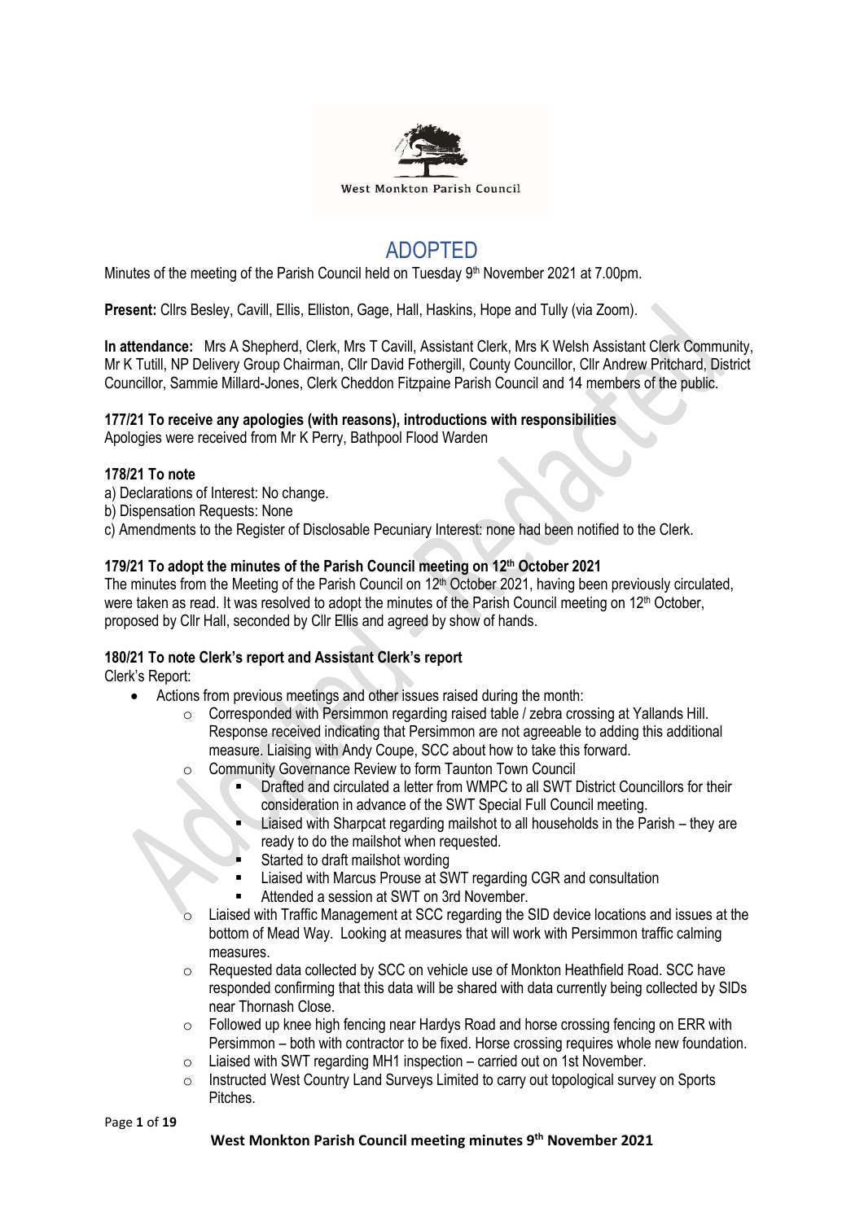West Monkton Parish Council

# ADOPTED

Minutes of the meeting of the Parish Council held on Tuesday 9th November 2021 at 7.00pm.

**Present:** Cllrs Besley, Cavill, Ellis, Elliston, Gage, Hall, Haskins, Hope and Tully (via Zoom).

**In attendance:** Mrs A Shepherd, Clerk, Mrs T Cavill, Assistant Clerk, Mrs K Welsh Assistant Clerk Community, Mr K Tutill, NP Delivery Group Chairman, Cllr David Fothergill, County Councillor, Cllr Andrew Pritchard, District Councillor, Sammie Millard-Jones, Clerk Cheddon Fitzpaine Parish Council and 14 members of the public.

**177/21 To receive any apologies (with reasons), introductions with responsibilities**

Apologies were received from Mr K Perry, Bathpool Flood Warden

**178/21 To note**

a) Declarations of Interest: No change.
b) Dispensation Requests: None
c) Amendments to the Register of Disclosable Pecuniary Interest: none had been notified to the Clerk.

**179/21 To adopt the minutes of the Parish Council meeting on 12th October 2021**

The minutes from the Meeting of the Parish Council on 12th October 2021, having been previously circulated, were taken as read. It was resolved to adopt the minutes of the Parish Council meeting on 12th October, proposed by Cllr Hall, seconded by Cllr Ellis and agreed by show of hands.

**180/21 To note Clerk's report and Assistant Clerk's report**

Clerk's Report:

- Actions from previous meetings and other issues raised during the month:
  - Corresponded with Persimmon regarding raised table / zebra crossing at Yallands Hill. Response received indicating that Persimmon are not agreeable to adding this additional measure. Liaising with Andy Coupe, SCC about how to take this forward.
  - Community Governance Review to form Taunton Town Council
    - Drafted and circulated a letter from WMPC to all SWT District Councillors for their consideration in advance of the SWT Special Full Council meeting.
    - Liaised with Sharpcat regarding mailshot to all households in the Parish – they are ready to do the mailshot when requested.
    - Started to draft mailshot wording
    - Liaised with Marcus Prouse at SWT regarding CGR and consultation
    - Attended a session at SWT on 3rd November.
  - Liaised with Traffic Management at SCC regarding the SID device locations and issues at the bottom of Mead Way. Looking at measures that will work with Persimmon traffic calming measures.
  - Requested data collected by SCC on vehicle use of Monkton Heathfield Road. SCC have responded confirming that this data will be shared with data currently being collected by SIDs near Thornash Close.
  - Followed up knee high fencing near Hardys Road and horse crossing fencing on ERR with Persimmon – both with contractor to be fixed. Horse crossing requires whole new foundation.
  - Liaised with SWT regarding MH1 inspection – carried out on 1st November.
  - Instructed West Country Land Surveys Limited to carry out topological survey on Sports Pitches.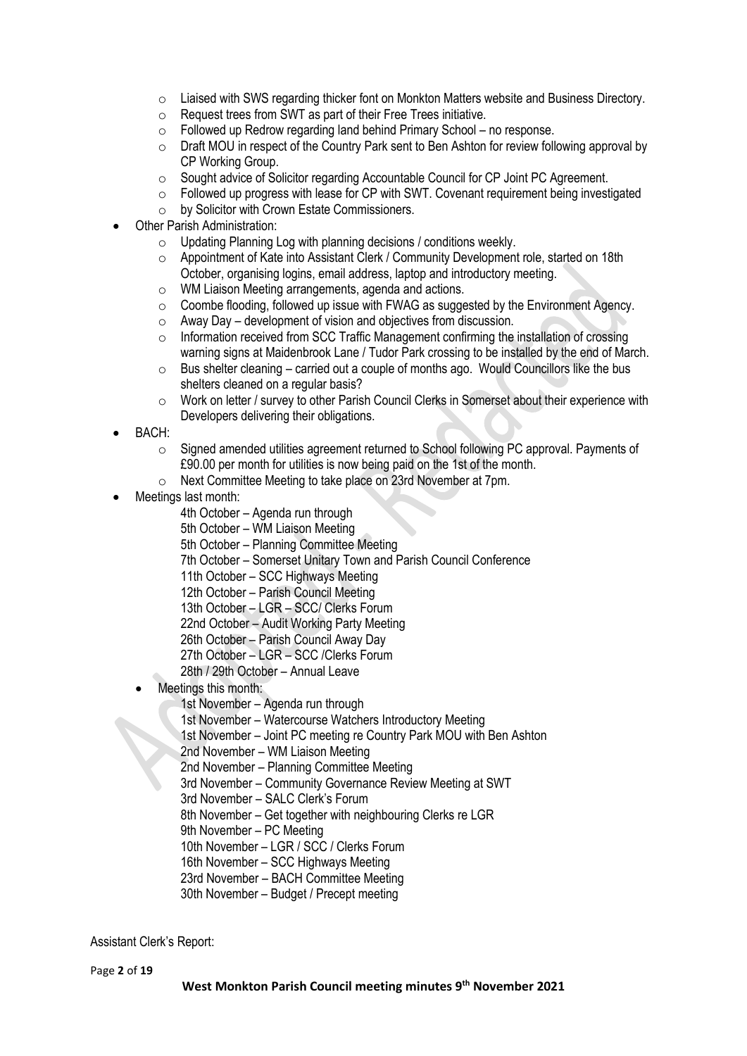- Liaised with SWS regarding thicker font on Monkton Matters website and Business Directory.
  - Request trees from SWT as part of their Free Trees initiative.
  - Followed up Redrow regarding land behind Primary School – no response.
  - Draft MOU in respect of the Country Park sent to Ben Ashton for review following approval by CP Working Group.
  - Sought advice of Solicitor regarding Accountable Council for CP Joint PC Agreement.
  - Followed up progress with lease for CP with SWT. Covenant requirement being investigated
  - by Solicitor with Crown Estate Commissioners.
- Other Parish Administration:
  - Updating Planning Log with planning decisions / conditions weekly.
  - Appointment of Kate into Assistant Clerk / Community Development role, started on 18th October, organising logins, email address, laptop and introductory meeting.
  - WM Liaison Meeting arrangements, agenda and actions.
  - Coombe flooding, followed up issue with FWAG as suggested by the Environment Agency.
  - Away Day – development of vision and objectives from discussion.
  - Information received from SCC Traffic Management confirming the installation of crossing warning signs at Maidenbrook Lane / Tudor Park crossing to be installed by the end of March.
  - Bus shelter cleaning – carried out a couple of months ago. Would Councillors like the bus shelters cleaned on a regular basis?
  - Work on letter / survey to other Parish Council Clerks in Somerset about their experience with Developers delivering their obligations.
- BACH:
  - Signed amended utilities agreement returned to School following PC approval. Payments of £90.00 per month for utilities is now being paid on the 1st of the month.
  - Next Committee Meeting to take place on 23rd November at 7pm.
- Meetings last month:

  4th October – Agenda run through
  5th October – WM Liaison Meeting
  5th October – Planning Committee Meeting
  7th October – Somerset Unitary Town and Parish Council Conference
  11th October – SCC Highways Meeting
  12th October – Parish Council Meeting
  13th October – LGR – SCC/ Clerks Forum
  22nd October – Audit Working Party Meeting
  26th October – Parish Council Away Day
  27th October – LGR – SCC /Clerks Forum
  28th / 29th October – Annual Leave

- Meetings this month:

  1st November – Agenda run through
  1st November – Watercourse Watchers Introductory Meeting
  1st November – Joint PC meeting re Country Park MOU with Ben Ashton
  2nd November – WM Liaison Meeting
  2nd November – Planning Committee Meeting
  3rd November – Community Governance Review Meeting at SWT
  3rd November – SALC Clerk's Forum
  8th November – Get together with neighbouring Clerks re LGR
  9th November – PC Meeting
  10th November – LGR / SCC / Clerks Forum
  16th November – SCC Highways Meeting
  23rd November – BACH Committee Meeting
  30th November – Budget / Precept meeting

Assistant Clerk's Report: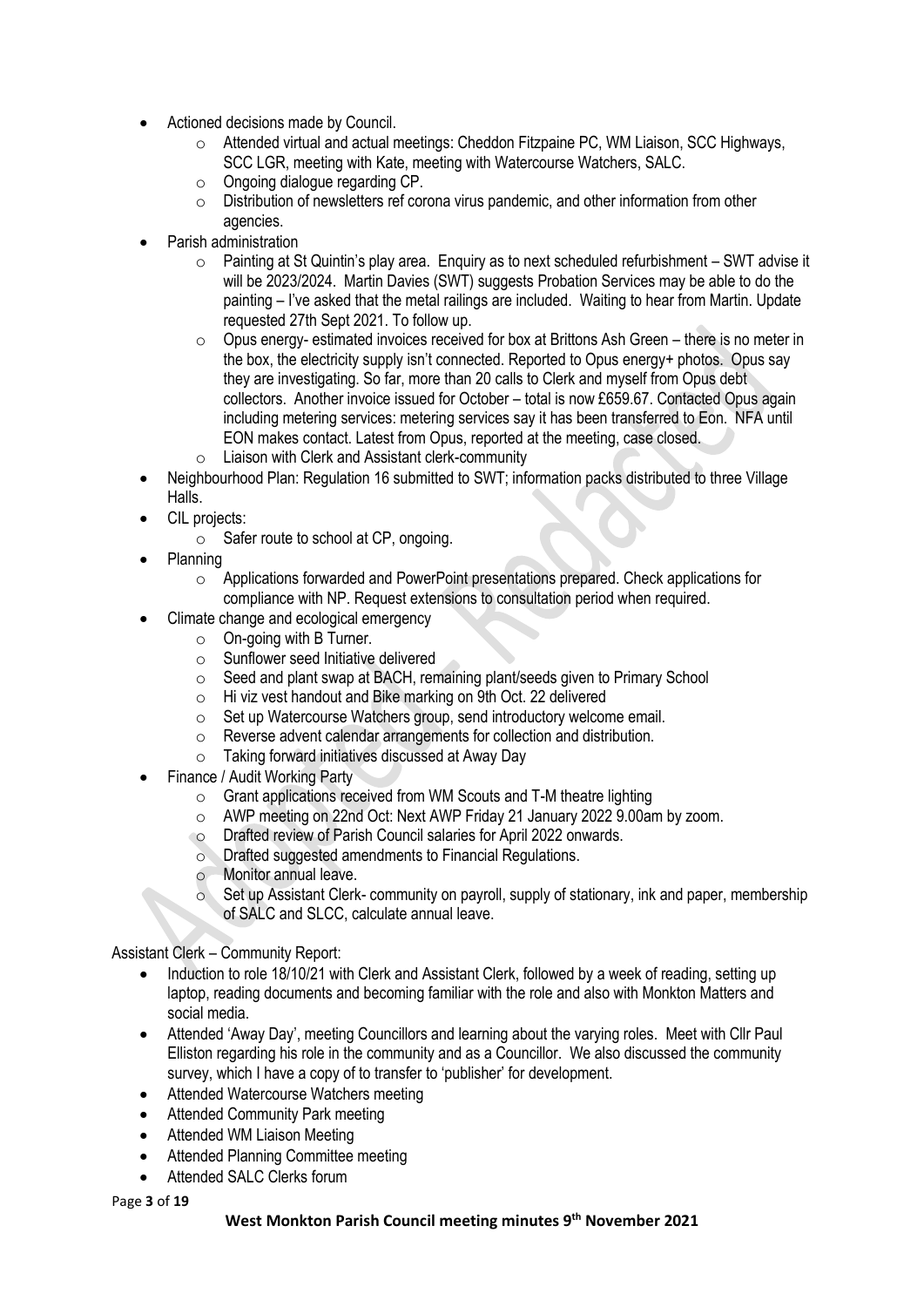- Actioned decisions made by Council.
    - Attended virtual and actual meetings: Cheddon Fitzpaine PC, WM Liaison, SCC Highways, SCC LGR, meeting with Kate, meeting with Watercourse Watchers, SALC.
    - Ongoing dialogue regarding CP.
    - Distribution of newsletters ref corona virus pandemic, and other information from other agencies.
- Parish administration
    - Painting at St Quintin's play area. Enquiry as to next scheduled refurbishment – SWT advise it will be 2023/2024. Martin Davies (SWT) suggests Probation Services may be able to do the painting – I've asked that the metal railings are included. Waiting to hear from Martin. Update requested 27th Sept 2021. To follow up.
    - Opus energy- estimated invoices received for box at Brittons Ash Green – there is no meter in the box, the electricity supply isn't connected. Reported to Opus energy+ photos. Opus say they are investigating. So far, more than 20 calls to Clerk and myself from Opus debt collectors. Another invoice issued for October – total is now £659.67. Contacted Opus again including metering services: metering services say it has been transferred to Eon. NFA until EON makes contact. Latest from Opus, reported at the meeting, case closed.
    - Liaison with Clerk and Assistant clerk-community
- Neighbourhood Plan: Regulation 16 submitted to SWT; information packs distributed to three Village Halls.
- CIL projects:
    - Safer route to school at CP, ongoing.
- Planning
    - Applications forwarded and PowerPoint presentations prepared. Check applications for compliance with NP. Request extensions to consultation period when required.
- Climate change and ecological emergency
    - On-going with B Turner.
    - Sunflower seed Initiative delivered
    - Seed and plant swap at BACH, remaining plant/seeds given to Primary School
    - Hi viz vest handout and Bike marking on 9th Oct. 22 delivered
    - Set up Watercourse Watchers group, send introductory welcome email.
    - Reverse advent calendar arrangements for collection and distribution.
    - Taking forward initiatives discussed at Away Day
- Finance / Audit Working Party
    - Grant applications received from WM Scouts and T-M theatre lighting
    - AWP meeting on 22nd Oct: Next AWP Friday 21 January 2022 9.00am by zoom.
    - Drafted review of Parish Council salaries for April 2022 onwards.
    - Drafted suggested amendments to Financial Regulations.
    - Monitor annual leave.
    - Set up Assistant Clerk- community on payroll, supply of stationary, ink and paper, membership of SALC and SLCC, calculate annual leave.

Assistant Clerk – Community Report:

- Induction to role 18/10/21 with Clerk and Assistant Clerk, followed by a week of reading, setting up laptop, reading documents and becoming familiar with the role and also with Monkton Matters and social media.
- Attended 'Away Day', meeting Councillors and learning about the varying roles. Meet with Cllr Paul Elliston regarding his role in the community and as a Councillor. We also discussed the community survey, which I have a copy of to transfer to 'publisher' for development.
- Attended Watercourse Watchers meeting
- Attended Community Park meeting
- Attended WM Liaison Meeting
- Attended Planning Committee meeting
- Attended SALC Clerks forum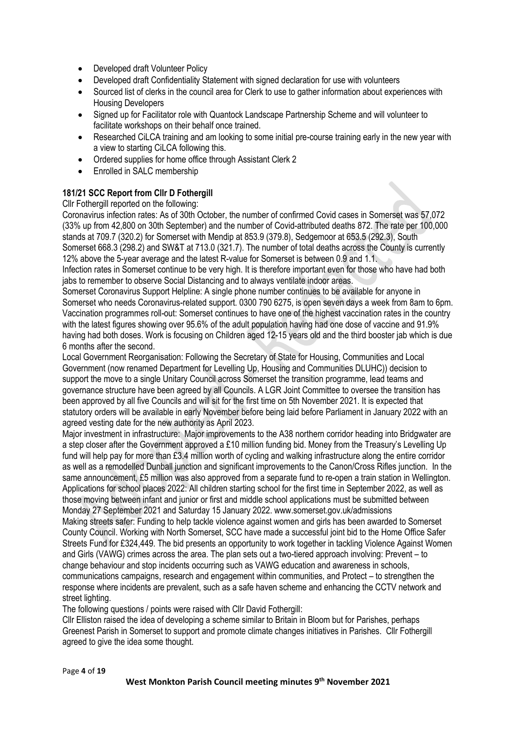- Developed draft Volunteer Policy
- Developed draft Confidentiality Statement with signed declaration for use with volunteers
- Sourced list of clerks in the council area for Clerk to use to gather information about experiences with Housing Developers
- Signed up for Facilitator role with Quantock Landscape Partnership Scheme and will volunteer to facilitate workshops on their behalf once trained.
- Researched CiLCA training and am looking to some initial pre-course training early in the new year with a view to starting CiLCA following this.
- Ordered supplies for home office through Assistant Clerk 2
- Enrolled in SALC membership

**181/21 SCC Report from Cllr D Fothergill**

Cllr Fothergill reported on the following:

Coronavirus infection rates: As of 30th October, the number of confirmed Covid cases in Somerset was 57,072 (33% up from 42,800 on 30th September) and the number of Covid-attributed deaths 872. The rate per 100,000 stands at 709.7 (320.2) for Somerset with Mendip at 853.9 (379.8), Sedgemoor at 653.5 (292.3), South Somerset 668.3 (298.2) and SW&T at 713.0 (321.7). The number of total deaths across the County is currently 12% above the 5-year average and the latest R-value for Somerset is between 0.9 and 1.1.

Infection rates in Somerset continue to be very high. It is therefore important even for those who have had both jabs to remember to observe Social Distancing and to always ventilate indoor areas.

Somerset Coronavirus Support Helpline: A single phone number continues to be available for anyone in Somerset who needs Coronavirus-related support. 0300 790 6275, is open seven days a week from 8am to 6pm.

Vaccination programmes roll-out: Somerset continues to have one of the highest vaccination rates in the country with the latest figures showing over 95.6% of the adult population having had one dose of vaccine and 91.9% having had both doses. Work is focusing on Children aged 12-15 years old and the third booster jab which is due 6 months after the second.

Local Government Reorganisation: Following the Secretary of State for Housing, Communities and Local Government (now renamed Department for Levelling Up, Housing and Communities DLUHC)) decision to support the move to a single Unitary Council across Somerset the transition programme, lead teams and governance structure have been agreed by all Councils. A LGR Joint Committee to oversee the transition has been approved by all five Councils and will sit for the first time on 5th November 2021. It is expected that statutory orders will be available in early November before being laid before Parliament in January 2022 with an agreed vesting date for the new authority as April 2023.

Major investment in infrastructure: Major improvements to the A38 northern corridor heading into Bridgwater are a step closer after the Government approved a £10 million funding bid. Money from the Treasury's Levelling Up fund will help pay for more than £3.4 million worth of cycling and walking infrastructure along the entire corridor as well as a remodelled Dunball junction and significant improvements to the Canon/Cross Rifles junction. In the same announcement, £5 million was also approved from a separate fund to re-open a train station in Wellington.

Applications for school places 2022: All children starting school for the first time in September 2022, as well as those moving between infant and junior or first and middle school applications must be submitted between Monday 27 September 2021 and Saturday 15 January 2022. www.somerset.gov.uk/admissions

Making streets safer: Funding to help tackle violence against women and girls has been awarded to Somerset County Council. Working with North Somerset, SCC have made a successful joint bid to the Home Office Safer Streets Fund for £324,449. The bid presents an opportunity to work together in tackling Violence Against Women and Girls (VAWG) crimes across the area. The plan sets out a two-tiered approach involving: Prevent – to change behaviour and stop incidents occurring such as VAWG education and awareness in schools, communications campaigns, research and engagement within communities, and Protect – to strengthen the response where incidents are prevalent, such as a safe haven scheme and enhancing the CCTV network and street lighting.

The following questions / points were raised with Cllr David Fothergill:

Cllr Elliston raised the idea of developing a scheme similar to Britain in Bloom but for Parishes, perhaps Greenest Parish in Somerset to support and promote climate changes initiatives in Parishes. Cllr Fothergill agreed to give the idea some thought.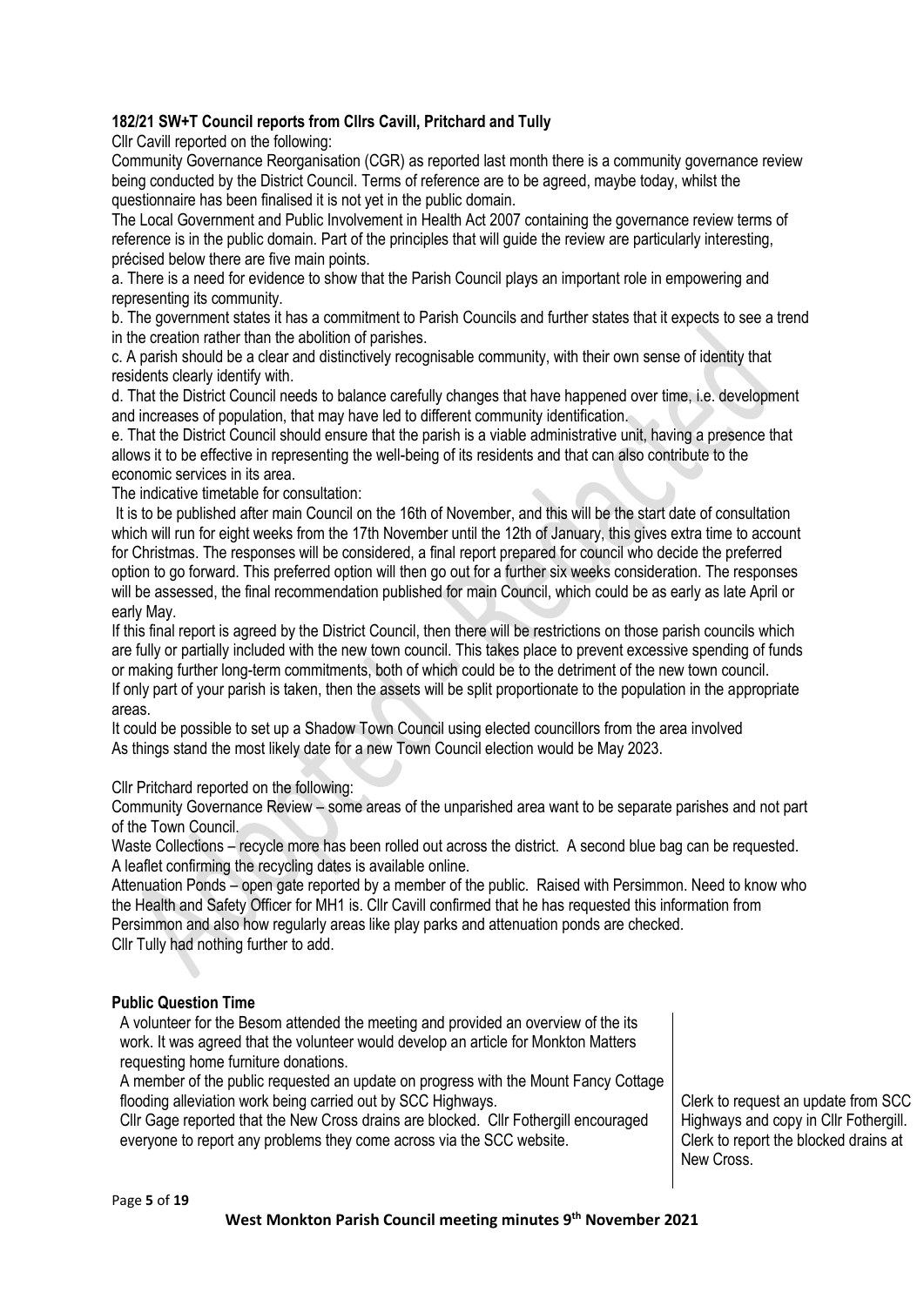**182/21 SW+T Council reports from Cllrs Cavill, Pritchard and Tully**

Cllr Cavill reported on the following:

Community Governance Reorganisation (CGR) as reported last month there is a community governance review being conducted by the District Council. Terms of reference are to be agreed, maybe today, whilst the questionnaire has been finalised it is not yet in the public domain.

The Local Government and Public Involvement in Health Act 2007 containing the governance review terms of reference is in the public domain. Part of the principles that will guide the review are particularly interesting, précised below there are five main points.

a. There is a need for evidence to show that the Parish Council plays an important role in empowering and representing its community.

b. The government states it has a commitment to Parish Councils and further states that it expects to see a trend in the creation rather than the abolition of parishes.

c. A parish should be a clear and distinctively recognisable community, with their own sense of identity that residents clearly identify with.

d. That the District Council needs to balance carefully changes that have happened over time, i.e. development and increases of population, that may have led to different community identification.

e. That the District Council should ensure that the parish is a viable administrative unit, having a presence that allows it to be effective in representing the well-being of its residents and that can also contribute to the economic services in its area.

The indicative timetable for consultation:

It is to be published after main Council on the 16th of November, and this will be the start date of consultation which will run for eight weeks from the 17th November until the 12th of January, this gives extra time to account for Christmas. The responses will be considered, a final report prepared for council who decide the preferred option to go forward. This preferred option will then go out for a further six weeks consideration. The responses will be assessed, the final recommendation published for main Council, which could be as early as late April or early May.

If this final report is agreed by the District Council, then there will be restrictions on those parish councils which are fully or partially included with the new town council. This takes place to prevent excessive spending of funds or making further long-term commitments, both of which could be to the detriment of the new town council.

If only part of your parish is taken, then the assets will be split proportionate to the population in the appropriate areas.

It could be possible to set up a Shadow Town Council using elected councillors from the area involved

As things stand the most likely date for a new Town Council election would be May 2023.

Cllr Pritchard reported on the following:

Community Governance Review – some areas of the unparished area want to be separate parishes and not part of the Town Council.

Waste Collections – recycle more has been rolled out across the district. A second blue bag can be requested. A leaflet confirming the recycling dates is available online.

Attenuation Ponds – open gate reported by a member of the public. Raised with Persimmon. Need to know who the Health and Safety Officer for MH1 is. Cllr Cavill confirmed that he has requested this information from Persimmon and also how regularly areas like play parks and attenuation ponds are checked.

Cllr Tully had nothing further to add.

**Public Question Time**

| | |
|---|---|
| A volunteer for the Besom attended the meeting and provided an overview of the its work. It was agreed that the volunteer would develop an article for Monkton Matters requesting home furniture donations. | |
| A member of the public requested an update on progress with the Mount Fancy Cottage flooding alleviation work being carried out by SCC Highways. | Clerk to request an update from SCC Highways and copy in Cllr Fothergill. |
| Cllr Gage reported that the New Cross drains are blocked. Cllr Fothergill encouraged everyone to report any problems they come across via the SCC website. | Clerk to report the blocked drains at New Cross. |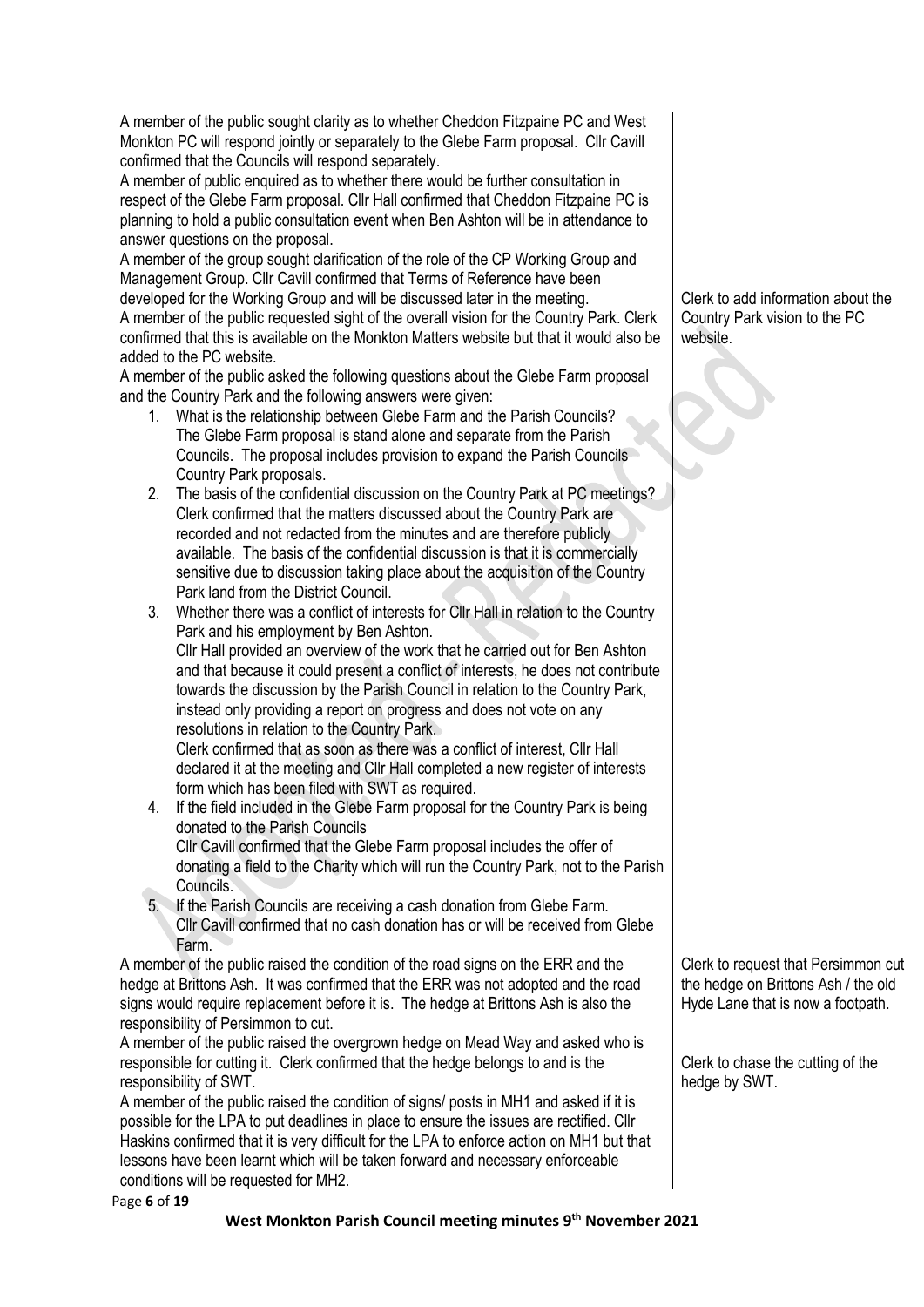| | |
|---|---|
| A member of the public sought clarity as to whether Cheddon Fitzpaine PC and West Monkton PC will respond jointly or separately to the Glebe Farm proposal. Cllr Cavill confirmed that the Councils will respond separately. | |
| A member of public enquired as to whether there would be further consultation in respect of the Glebe Farm proposal. Cllr Hall confirmed that Cheddon Fitzpaine PC is planning to hold a public consultation event when Ben Ashton will be in attendance to answer questions on the proposal. | |
| A member of the group sought clarification of the role of the CP Working Group and Management Group. Cllr Cavill confirmed that Terms of Reference have been developed for the Working Group and will be discussed later in the meeting. | |
| A member of the public requested sight of the overall vision for the Country Park. Clerk confirmed that this is available on the Monkton Matters website but that it would also be added to the PC website. | Clerk to add information about the Country Park vision to the PC website. |
| A member of the public asked the following questions about the Glebe Farm proposal and the Country Park and the following answers were given:<br>1. What is the relationship between Glebe Farm and the Parish Councils? The Glebe Farm proposal is stand alone and separate from the Parish Councils. The proposal includes provision to expand the Parish Councils Country Park proposals.<br>2. The basis of the confidential discussion on the Country Park at PC meetings? Clerk confirmed that the matters discussed about the Country Park are recorded and not redacted from the minutes and are therefore publicly available. The basis of the confidential discussion is that it is commercially sensitive due to discussion taking place about the acquisition of the Country Park land from the District Council.<br>3. Whether there was a conflict of interests for Cllr Hall in relation to the Country Park and his employment by Ben Ashton. Cllr Hall provided an overview of the work that he carried out for Ben Ashton and that because it could present a conflict of interests, he does not contribute towards the discussion by the Parish Council in relation to the Country Park, instead only providing a report on progress and does not vote on any resolutions in relation to the Country Park. Clerk confirmed that as soon as there was a conflict of interest, Cllr Hall declared it at the meeting and Cllr Hall completed a new register of interests form which has been filed with SWT as required.<br>4. If the field included in the Glebe Farm proposal for the Country Park is being donated to the Parish Councils Cllr Cavill confirmed that the Glebe Farm proposal includes the offer of donating a field to the Charity which will run the Country Park, not to the Parish Councils.<br>5. If the Parish Councils are receiving a cash donation from Glebe Farm. Cllr Cavill confirmed that no cash donation has or will be received from Glebe Farm. | |
| A member of the public raised the condition of the road signs on the ERR and the hedge at Brittons Ash. It was confirmed that the ERR was not adopted and the road signs would require replacement before it is. The hedge at Brittons Ash is also the responsibility of Persimmon to cut. | Clerk to request that Persimmon cut the hedge on Brittons Ash / the old Hyde Lane that is now a footpath. |
| A member of the public raised the overgrown hedge on Mead Way and asked who is responsible for cutting it. Clerk confirmed that the hedge belongs to and is the responsibility of SWT. | Clerk to chase the cutting of the hedge by SWT. |
| A member of the public raised the condition of signs/ posts in MH1 and asked if it is possible for the LPA to put deadlines in place to ensure the issues are rectified. Cllr Haskins confirmed that it is very difficult for the LPA to enforce action on MH1 but that lessons have been learnt which will be taken forward and necessary enforceable conditions will be requested for MH2. | |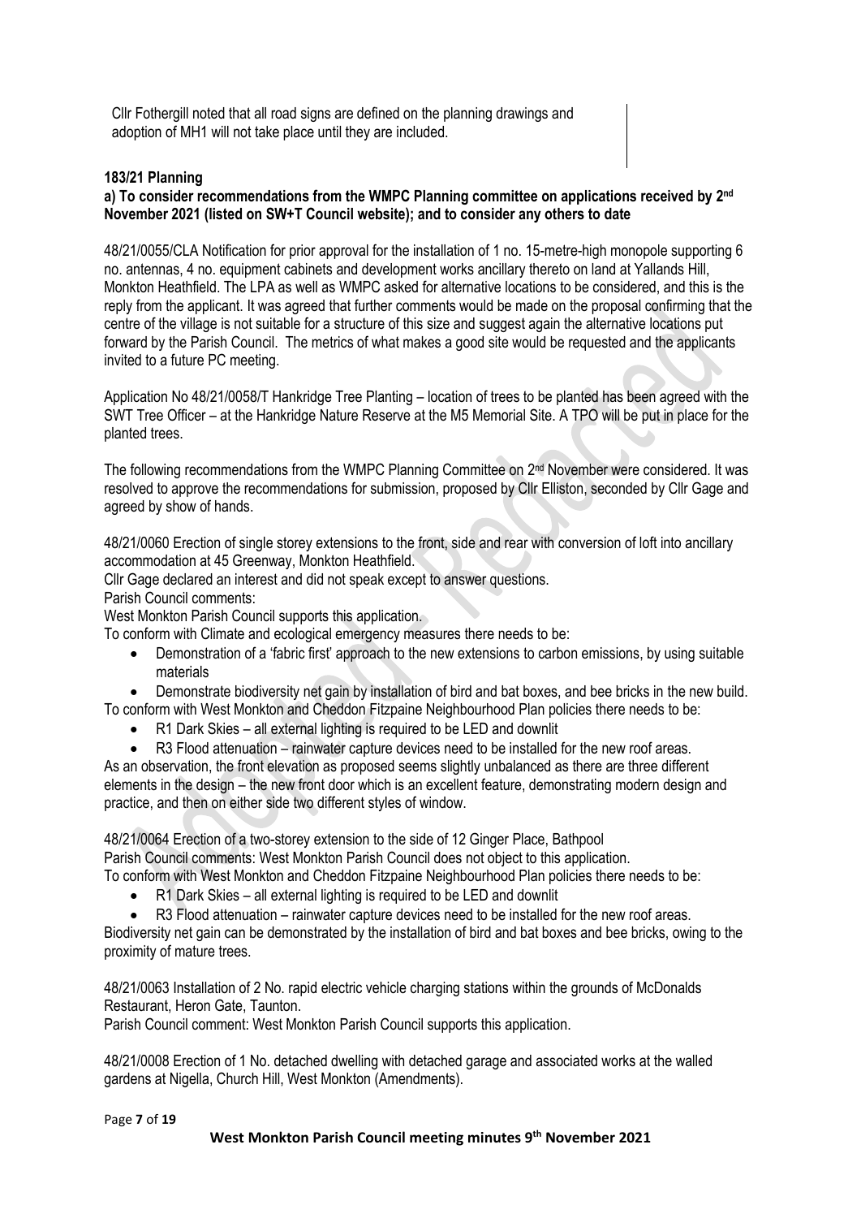Cllr Fothergill noted that all road signs are defined on the planning drawings and adoption of MH1 will not take place until they are included.

**183/21 Planning**

**a) To consider recommendations from the WMPC Planning committee on applications received by 2nd November 2021 (listed on SW+T Council website); and to consider any others to date**

48/21/0055/CLA Notification for prior approval for the installation of 1 no. 15-metre-high monopole supporting 6 no. antennas, 4 no. equipment cabinets and development works ancillary thereto on land at Yallands Hill, Monkton Heathfield. The LPA as well as WMPC asked for alternative locations to be considered, and this is the reply from the applicant. It was agreed that further comments would be made on the proposal confirming that the centre of the village is not suitable for a structure of this size and suggest again the alternative locations put forward by the Parish Council. The metrics of what makes a good site would be requested and the applicants invited to a future PC meeting.

Application No 48/21/0058/T Hankridge Tree Planting – location of trees to be planted has been agreed with the SWT Tree Officer – at the Hankridge Nature Reserve at the M5 Memorial Site. A TPO will be put in place for the planted trees.

The following recommendations from the WMPC Planning Committee on 2nd November were considered. It was resolved to approve the recommendations for submission, proposed by Cllr Elliston, seconded by Cllr Gage and agreed by show of hands.

48/21/0060 Erection of single storey extensions to the front, side and rear with conversion of loft into ancillary accommodation at 45 Greenway, Monkton Heathfield.
Cllr Gage declared an interest and did not speak except to answer questions.
Parish Council comments:
West Monkton Parish Council supports this application.
To conform with Climate and ecological emergency measures there needs to be:

- Demonstration of a 'fabric first' approach to the new extensions to carbon emissions, by using suitable materials
- Demonstrate biodiversity net gain by installation of bird and bat boxes, and bee bricks in the new build.

To conform with West Monkton and Cheddon Fitzpaine Neighbourhood Plan policies there needs to be:

- R1 Dark Skies – all external lighting is required to be LED and downlit
- R3 Flood attenuation – rainwater capture devices need to be installed for the new roof areas.

As an observation, the front elevation as proposed seems slightly unbalanced as there are three different elements in the design – the new front door which is an excellent feature, demonstrating modern design and practice, and then on either side two different styles of window.

48/21/0064 Erection of a two-storey extension to the side of 12 Ginger Place, Bathpool
Parish Council comments: West Monkton Parish Council does not object to this application.
To conform with West Monkton and Cheddon Fitzpaine Neighbourhood Plan policies there needs to be:

- R1 Dark Skies – all external lighting is required to be LED and downlit
- R3 Flood attenuation – rainwater capture devices need to be installed for the new roof areas.

Biodiversity net gain can be demonstrated by the installation of bird and bat boxes and bee bricks, owing to the proximity of mature trees.

48/21/0063 Installation of 2 No. rapid electric vehicle charging stations within the grounds of McDonalds Restaurant, Heron Gate, Taunton.
Parish Council comment: West Monkton Parish Council supports this application.

48/21/0008 Erection of 1 No. detached dwelling with detached garage and associated works at the walled gardens at Nigella, Church Hill, West Monkton (Amendments).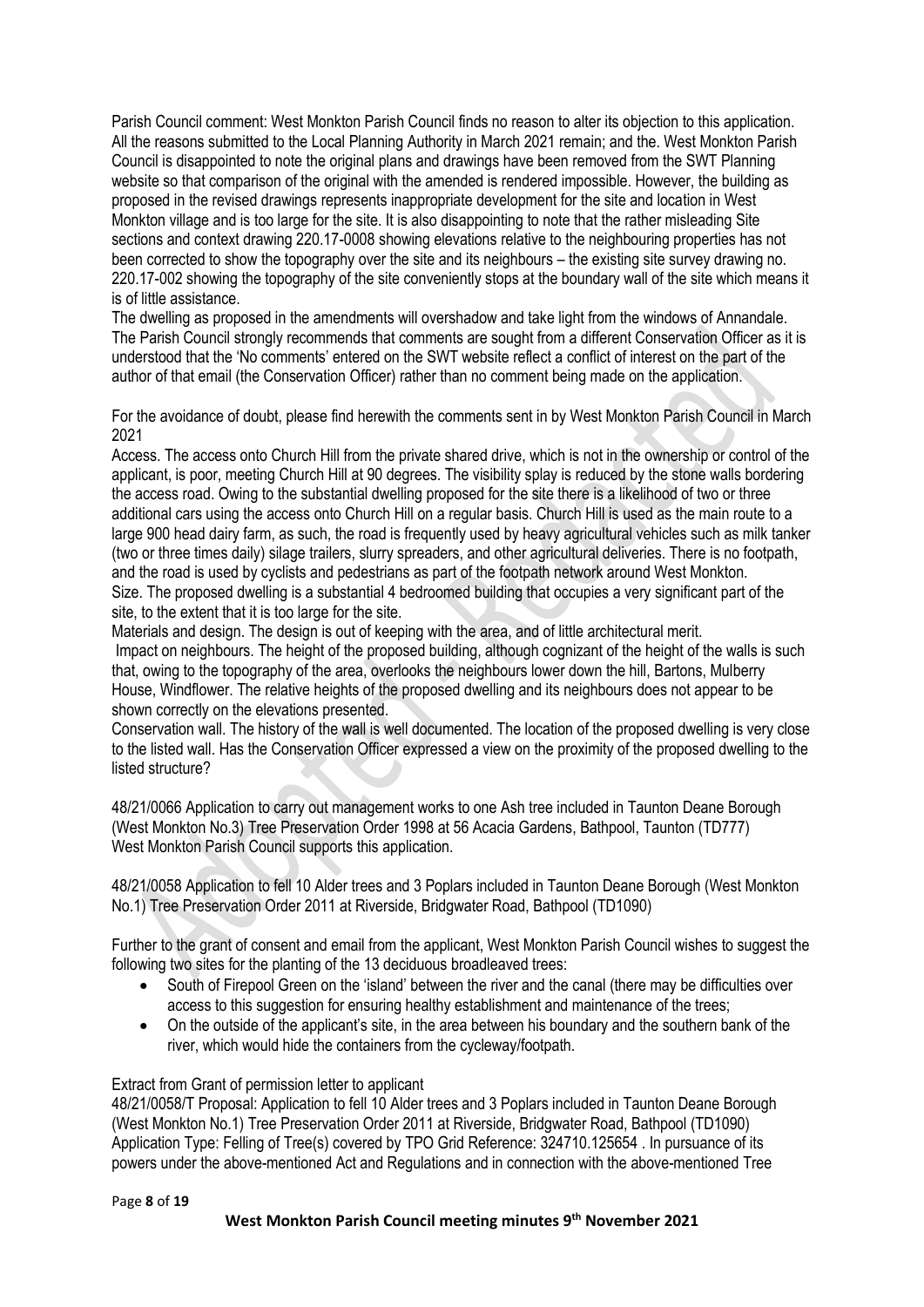Parish Council comment: West Monkton Parish Council finds no reason to alter its objection to this application. All the reasons submitted to the Local Planning Authority in March 2021 remain; and the. West Monkton Parish Council is disappointed to note the original plans and drawings have been removed from the SWT Planning website so that comparison of the original with the amended is rendered impossible. However, the building as proposed in the revised drawings represents inappropriate development for the site and location in West Monkton village and is too large for the site. It is also disappointing to note that the rather misleading Site sections and context drawing 220.17-0008 showing elevations relative to the neighbouring properties has not been corrected to show the topography over the site and its neighbours – the existing site survey drawing no. 220.17-002 showing the topography of the site conveniently stops at the boundary wall of the site which means it is of little assistance.

The dwelling as proposed in the amendments will overshadow and take light from the windows of Annandale. The Parish Council strongly recommends that comments are sought from a different Conservation Officer as it is understood that the 'No comments' entered on the SWT website reflect a conflict of interest on the part of the author of that email (the Conservation Officer) rather than no comment being made on the application.

For the avoidance of doubt, please find herewith the comments sent in by West Monkton Parish Council in March 2021

Access. The access onto Church Hill from the private shared drive, which is not in the ownership or control of the applicant, is poor, meeting Church Hill at 90 degrees. The visibility splay is reduced by the stone walls bordering the access road. Owing to the substantial dwelling proposed for the site there is a likelihood of two or three additional cars using the access onto Church Hill on a regular basis. Church Hill is used as the main route to a large 900 head dairy farm, as such, the road is frequently used by heavy agricultural vehicles such as milk tanker (two or three times daily) silage trailers, slurry spreaders, and other agricultural deliveries. There is no footpath, and the road is used by cyclists and pedestrians as part of the footpath network around West Monkton.

Size. The proposed dwelling is a substantial 4 bedroomed building that occupies a very significant part of the site, to the extent that it is too large for the site.

Materials and design. The design is out of keeping with the area, and of little architectural merit.

Impact on neighbours. The height of the proposed building, although cognizant of the height of the walls is such that, owing to the topography of the area, overlooks the neighbours lower down the hill, Bartons, Mulberry House, Windflower. The relative heights of the proposed dwelling and its neighbours does not appear to be shown correctly on the elevations presented.

Conservation wall. The history of the wall is well documented. The location of the proposed dwelling is very close to the listed wall. Has the Conservation Officer expressed a view on the proximity of the proposed dwelling to the listed structure?

48/21/0066 Application to carry out management works to one Ash tree included in Taunton Deane Borough (West Monkton No.3) Tree Preservation Order 1998 at 56 Acacia Gardens, Bathpool, Taunton (TD777)
West Monkton Parish Council supports this application.

48/21/0058 Application to fell 10 Alder trees and 3 Poplars included in Taunton Deane Borough (West Monkton No.1) Tree Preservation Order 2011 at Riverside, Bridgwater Road, Bathpool (TD1090)

Further to the grant of consent and email from the applicant, West Monkton Parish Council wishes to suggest the following two sites for the planting of the 13 deciduous broadleaved trees:

- South of Firepool Green on the 'island' between the river and the canal (there may be difficulties over access to this suggestion for ensuring healthy establishment and maintenance of the trees;
- On the outside of the applicant's site, in the area between his boundary and the southern bank of the river, which would hide the containers from the cycleway/footpath.

Extract from Grant of permission letter to applicant

48/21/0058/T Proposal: Application to fell 10 Alder trees and 3 Poplars included in Taunton Deane Borough (West Monkton No.1) Tree Preservation Order 2011 at Riverside, Bridgwater Road, Bathpool (TD1090) Application Type: Felling of Tree(s) covered by TPO Grid Reference: 324710.125654 . In pursuance of its powers under the above-mentioned Act and Regulations and in connection with the above-mentioned Tree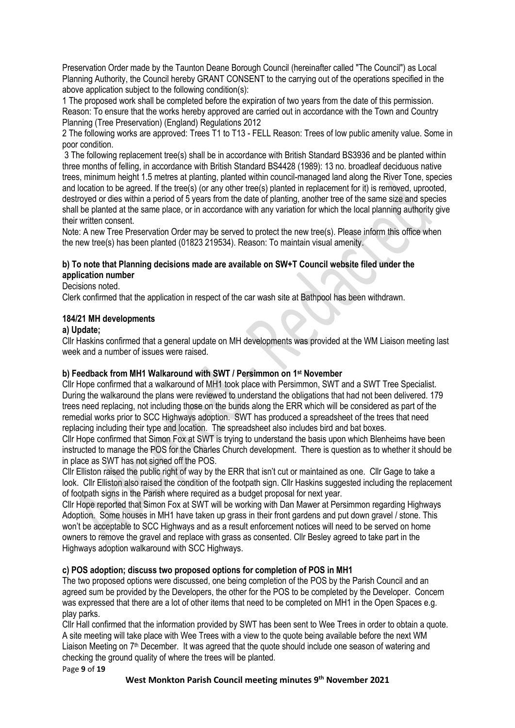Preservation Order made by the Taunton Deane Borough Council (hereinafter called "The Council") as Local Planning Authority, the Council hereby GRANT CONSENT to the carrying out of the operations specified in the above application subject to the following condition(s):

1 The proposed work shall be completed before the expiration of two years from the date of this permission. Reason: To ensure that the works hereby approved are carried out in accordance with the Town and Country Planning (Tree Preservation) (England) Regulations 2012

2 The following works are approved: Trees T1 to T13 - FELL Reason: Trees of low public amenity value. Some in poor condition.

3 The following replacement tree(s) shall be in accordance with British Standard BS3936 and be planted within three months of felling, in accordance with British Standard BS4428 (1989): 13 no. broadleaf deciduous native trees, minimum height 1.5 metres at planting, planted within council-managed land along the River Tone, species and location to be agreed. If the tree(s) (or any other tree(s) planted in replacement for it) is removed, uprooted, destroyed or dies within a period of 5 years from the date of planting, another tree of the same size and species shall be planted at the same place, or in accordance with any variation for which the local planning authority give their written consent.

Note: A new Tree Preservation Order may be served to protect the new tree(s). Please inform this office when the new tree(s) has been planted (01823 219534). Reason: To maintain visual amenity.

**b) To note that Planning decisions made are available on SW+T Council website filed under the application number**

Decisions noted.

Clerk confirmed that the application in respect of the car wash site at Bathpool has been withdrawn.

**184/21 MH developments**

**a) Update;**

Cllr Haskins confirmed that a general update on MH developments was provided at the WM Liaison meeting last week and a number of issues were raised.

**b) Feedback from MH1 Walkaround with SWT / Persimmon on 1st November**

Cllr Hope confirmed that a walkaround of MH1 took place with Persimmon, SWT and a SWT Tree Specialist. During the walkaround the plans were reviewed to understand the obligations that had not been delivered. 179 trees need replacing, not including those on the bunds along the ERR which will be considered as part of the remedial works prior to SCC Highways adoption. SWT has produced a spreadsheet of the trees that need replacing including their type and location. The spreadsheet also includes bird and bat boxes.

Cllr Hope confirmed that Simon Fox at SWT is trying to understand the basis upon which Blenheims have been instructed to manage the POS for the Charles Church development. There is question as to whether it should be in place as SWT has not signed off the POS.

Cllr Elliston raised the public right of way by the ERR that isn't cut or maintained as one. Cllr Gage to take a look. Cllr Elliston also raised the condition of the footpath sign. Cllr Haskins suggested including the replacement of footpath signs in the Parish where required as a budget proposal for next year.

Cllr Hope reported that Simon Fox at SWT will be working with Dan Mawer at Persimmon regarding Highways Adoption. Some houses in MH1 have taken up grass in their front gardens and put down gravel / stone. This won't be acceptable to SCC Highways and as a result enforcement notices will need to be served on home owners to remove the gravel and replace with grass as consented. Cllr Besley agreed to take part in the Highways adoption walkaround with SCC Highways.

**c) POS adoption; discuss two proposed options for completion of POS in MH1**

The two proposed options were discussed, one being completion of the POS by the Parish Council and an agreed sum be provided by the Developers, the other for the POS to be completed by the Developer. Concern was expressed that there are a lot of other items that need to be completed on MH1 in the Open Spaces e.g. play parks.

Cllr Hall confirmed that the information provided by SWT has been sent to Wee Trees in order to obtain a quote. A site meeting will take place with Wee Trees with a view to the quote being available before the next WM Liaison Meeting on 7th December. It was agreed that the quote should include one season of watering and checking the ground quality of where the trees will be planted.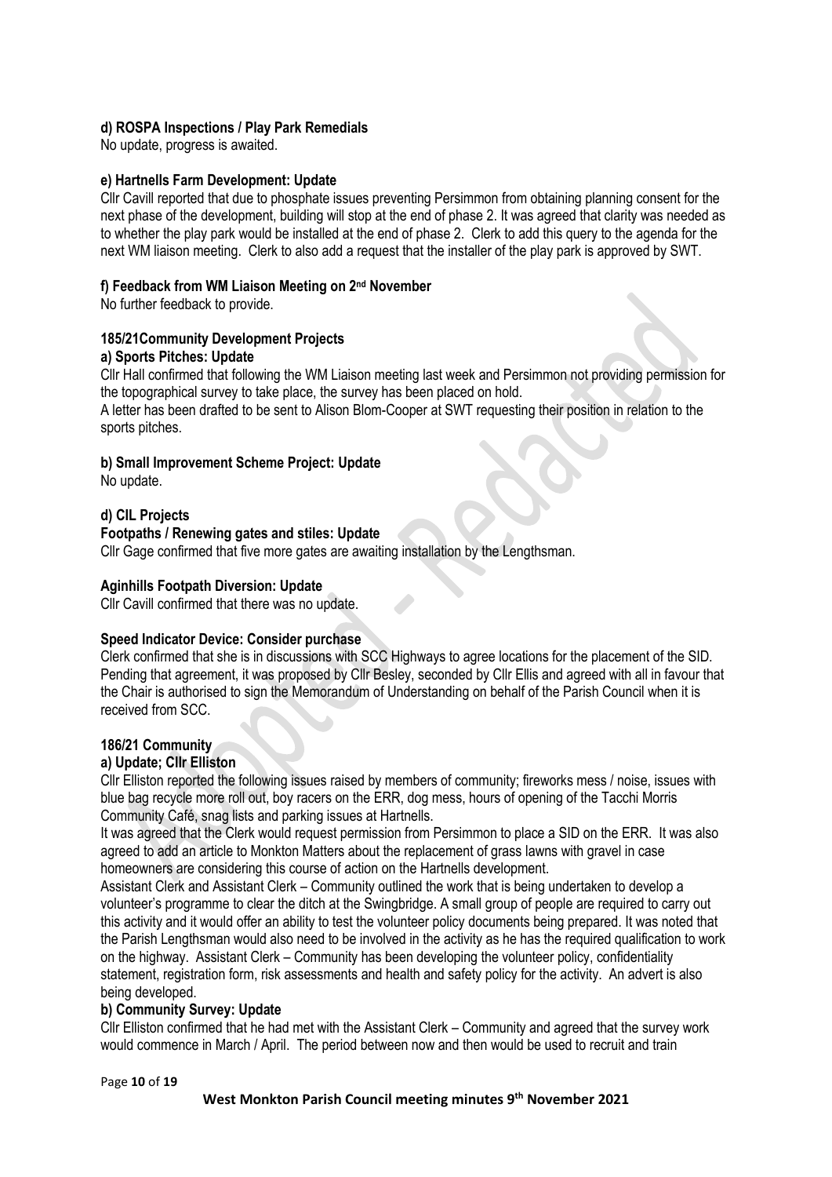**d) ROSPA Inspections / Play Park Remedials**

No update, progress is awaited.

**e) Hartnells Farm Development: Update**

Cllr Cavill reported that due to phosphate issues preventing Persimmon from obtaining planning consent for the next phase of the development, building will stop at the end of phase 2. It was agreed that clarity was needed as to whether the play park would be installed at the end of phase 2. Clerk to add this query to the agenda for the next WM liaison meeting. Clerk to also add a request that the installer of the play park is approved by SWT.

**f) Feedback from WM Liaison Meeting on 2nd November**

No further feedback to provide.

**185/21Community Development Projects**

**a) Sports Pitches: Update**

Cllr Hall confirmed that following the WM Liaison meeting last week and Persimmon not providing permission for the topographical survey to take place, the survey has been placed on hold.

A letter has been drafted to be sent to Alison Blom-Cooper at SWT requesting their position in relation to the sports pitches.

**b) Small Improvement Scheme Project: Update**

No update.

**d) CIL Projects**

**Footpaths / Renewing gates and stiles: Update**

Cllr Gage confirmed that five more gates are awaiting installation by the Lengthsman.

**Aginhills Footpath Diversion: Update**

Cllr Cavill confirmed that there was no update.

**Speed Indicator Device: Consider purchase**

Clerk confirmed that she is in discussions with SCC Highways to agree locations for the placement of the SID. Pending that agreement, it was proposed by Cllr Besley, seconded by Cllr Ellis and agreed with all in favour that the Chair is authorised to sign the Memorandum of Understanding on behalf of the Parish Council when it is received from SCC.

**186/21 Community**

**a) Update; Cllr Elliston**

Cllr Elliston reported the following issues raised by members of community; fireworks mess / noise, issues with blue bag recycle more roll out, boy racers on the ERR, dog mess, hours of opening of the Tacchi Morris Community Café, snag lists and parking issues at Hartnells.

It was agreed that the Clerk would request permission from Persimmon to place a SID on the ERR. It was also agreed to add an article to Monkton Matters about the replacement of grass lawns with gravel in case homeowners are considering this course of action on the Hartnells development.

Assistant Clerk and Assistant Clerk – Community outlined the work that is being undertaken to develop a volunteer's programme to clear the ditch at the Swingbridge. A small group of people are required to carry out this activity and it would offer an ability to test the volunteer policy documents being prepared. It was noted that the Parish Lengthsman would also need to be involved in the activity as he has the required qualification to work on the highway. Assistant Clerk – Community has been developing the volunteer policy, confidentiality statement, registration form, risk assessments and health and safety policy for the activity. An advert is also being developed.

**b) Community Survey: Update**

Cllr Elliston confirmed that he had met with the Assistant Clerk – Community and agreed that the survey work would commence in March / April. The period between now and then would be used to recruit and train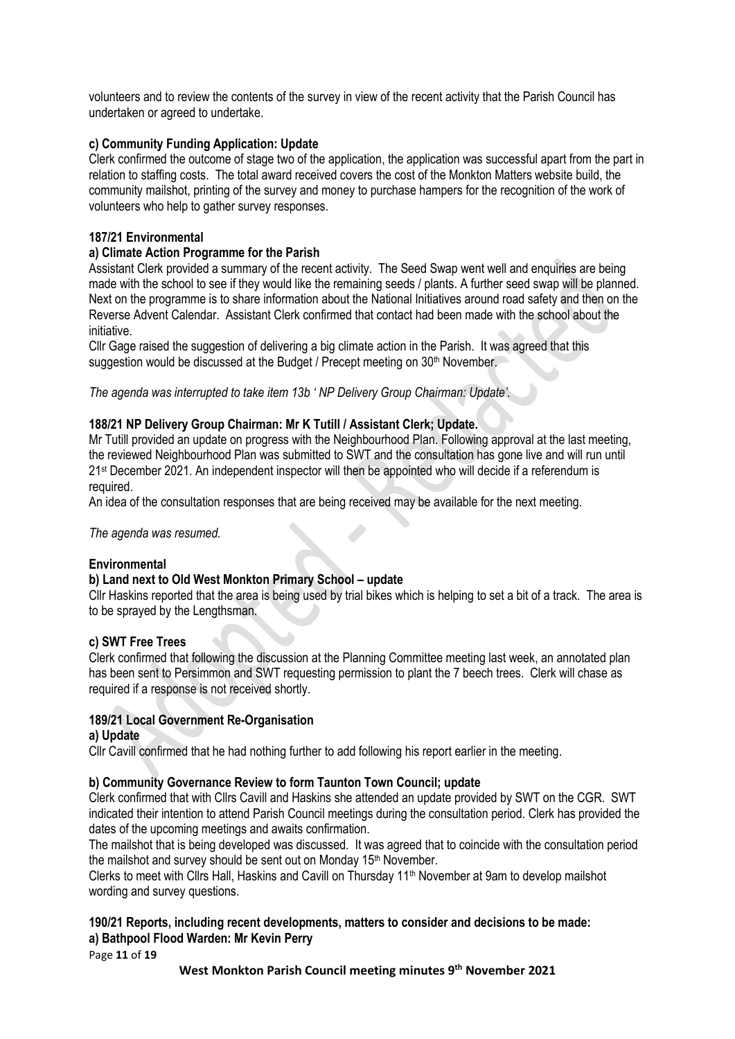volunteers and to review the contents of the survey in view of the recent activity that the Parish Council has undertaken or agreed to undertake.

**c) Community Funding Application: Update**

Clerk confirmed the outcome of stage two of the application, the application was successful apart from the part in relation to staffing costs. The total award received covers the cost of the Monkton Matters website build, the community mailshot, printing of the survey and money to purchase hampers for the recognition of the work of volunteers who help to gather survey responses.

**187/21 Environmental**

**a) Climate Action Programme for the Parish**

Assistant Clerk provided a summary of the recent activity. The Seed Swap went well and enquiries are being made with the school to see if they would like the remaining seeds / plants. A further seed swap will be planned. Next on the programme is to share information about the National Initiatives around road safety and then on the Reverse Advent Calendar. Assistant Clerk confirmed that contact had been made with the school about the initiative.

Cllr Gage raised the suggestion of delivering a big climate action in the Parish. It was agreed that this suggestion would be discussed at the Budget / Precept meeting on 30th November.

*The agenda was interrupted to take item 13b ' NP Delivery Group Chairman: Update'.*

**188/21 NP Delivery Group Chairman: Mr K Tutill / Assistant Clerk; Update.**

Mr Tutill provided an update on progress with the Neighbourhood Plan. Following approval at the last meeting, the reviewed Neighbourhood Plan was submitted to SWT and the consultation has gone live and will run until 21st December 2021. An independent inspector will then be appointed who will decide if a referendum is required.

An idea of the consultation responses that are being received may be available for the next meeting.

*The agenda was resumed.*

**Environmental**

**b) Land next to Old West Monkton Primary School – update**

Cllr Haskins reported that the area is being used by trial bikes which is helping to set a bit of a track. The area is to be sprayed by the Lengthsman.

**c) SWT Free Trees**

Clerk confirmed that following the discussion at the Planning Committee meeting last week, an annotated plan has been sent to Persimmon and SWT requesting permission to plant the 7 beech trees. Clerk will chase as required if a response is not received shortly.

**189/21 Local Government Re-Organisation**

**a) Update**

Cllr Cavill confirmed that he had nothing further to add following his report earlier in the meeting.

**b) Community Governance Review to form Taunton Town Council; update**

Clerk confirmed that with Cllrs Cavill and Haskins she attended an update provided by SWT on the CGR. SWT indicated their intention to attend Parish Council meetings during the consultation period. Clerk has provided the dates of the upcoming meetings and awaits confirmation.

The mailshot that is being developed was discussed. It was agreed that to coincide with the consultation period the mailshot and survey should be sent out on Monday 15th November.

Clerks to meet with Cllrs Hall, Haskins and Cavill on Thursday 11th November at 9am to develop mailshot wording and survey questions.

**190/21 Reports, including recent developments, matters to consider and decisions to be made:**

**a) Bathpool Flood Warden: Mr Kevin Perry**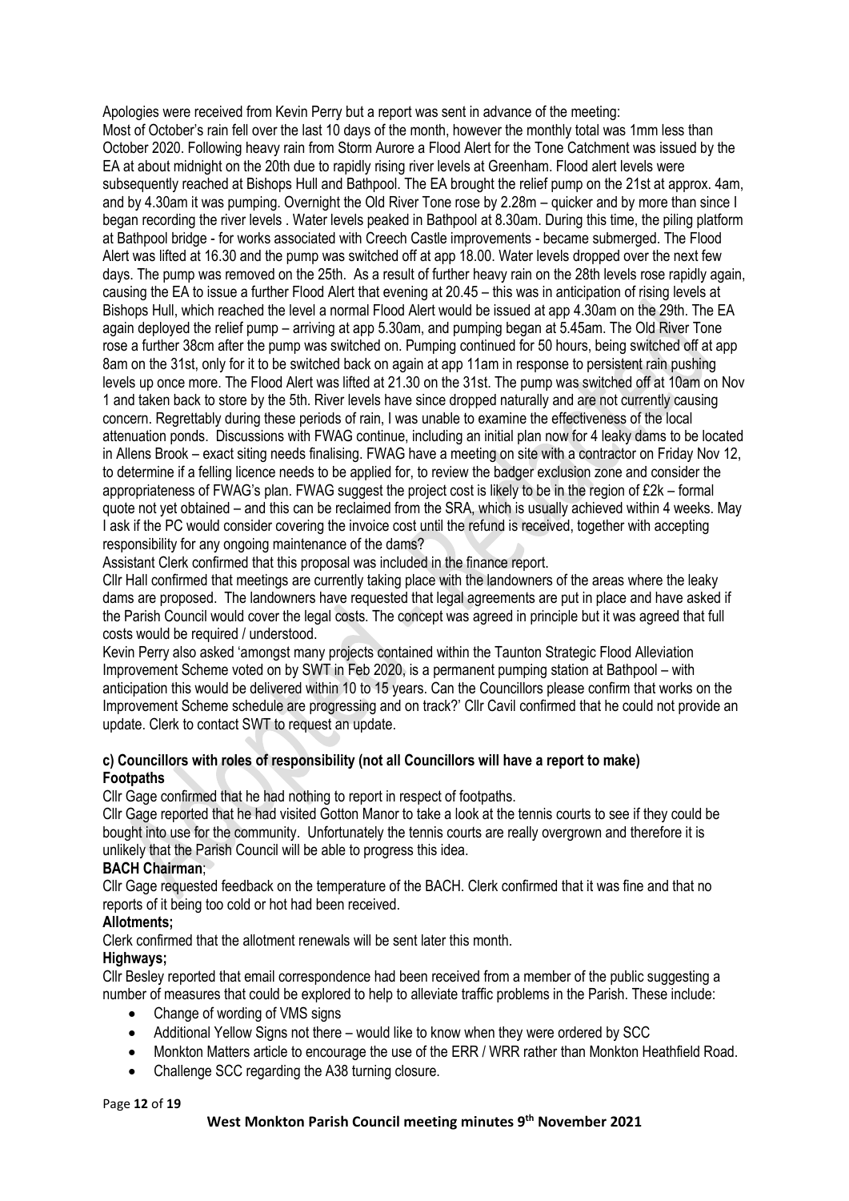Apologies were received from Kevin Perry but a report was sent in advance of the meeting:

Most of October's rain fell over the last 10 days of the month, however the monthly total was 1mm less than October 2020. Following heavy rain from Storm Aurore a Flood Alert for the Tone Catchment was issued by the EA at about midnight on the 20th due to rapidly rising river levels at Greenham. Flood alert levels were subsequently reached at Bishops Hull and Bathpool. The EA brought the relief pump on the 21st at approx. 4am, and by 4.30am it was pumping. Overnight the Old River Tone rose by 2.28m – quicker and by more than since I began recording the river levels . Water levels peaked in Bathpool at 8.30am. During this time, the piling platform at Bathpool bridge - for works associated with Creech Castle improvements - became submerged. The Flood Alert was lifted at 16.30 and the pump was switched off at app 18.00. Water levels dropped over the next few days. The pump was removed on the 25th. As a result of further heavy rain on the 28th levels rose rapidly again, causing the EA to issue a further Flood Alert that evening at 20.45 – this was in anticipation of rising levels at Bishops Hull, which reached the level a normal Flood Alert would be issued at app 4.30am on the 29th. The EA again deployed the relief pump – arriving at app 5.30am, and pumping began at 5.45am. The Old River Tone rose a further 38cm after the pump was switched on. Pumping continued for 50 hours, being switched off at app 8am on the 31st, only for it to be switched back on again at app 11am in response to persistent rain pushing levels up once more. The Flood Alert was lifted at 21.30 on the 31st. The pump was switched off at 10am on Nov 1 and taken back to store by the 5th. River levels have since dropped naturally and are not currently causing concern. Regrettably during these periods of rain, I was unable to examine the effectiveness of the local attenuation ponds. Discussions with FWAG continue, including an initial plan now for 4 leaky dams to be located in Allens Brook – exact siting needs finalising. FWAG have a meeting on site with a contractor on Friday Nov 12, to determine if a felling licence needs to be applied for, to review the badger exclusion zone and consider the appropriateness of FWAG's plan. FWAG suggest the project cost is likely to be in the region of £2k – formal quote not yet obtained – and this can be reclaimed from the SRA, which is usually achieved within 4 weeks. May I ask if the PC would consider covering the invoice cost until the refund is received, together with accepting responsibility for any ongoing maintenance of the dams?

Assistant Clerk confirmed that this proposal was included in the finance report.

Cllr Hall confirmed that meetings are currently taking place with the landowners of the areas where the leaky dams are proposed. The landowners have requested that legal agreements are put in place and have asked if the Parish Council would cover the legal costs. The concept was agreed in principle but it was agreed that full costs would be required / understood.

Kevin Perry also asked 'amongst many projects contained within the Taunton Strategic Flood Alleviation Improvement Scheme voted on by SWT in Feb 2020, is a permanent pumping station at Bathpool – with anticipation this would be delivered within 10 to 15 years. Can the Councillors please confirm that works on the Improvement Scheme schedule are progressing and on track?' Cllr Cavil confirmed that he could not provide an update. Clerk to contact SWT to request an update.

### c) Councillors with roles of responsibility (not all Councillors will have a report to make)

**Footpaths**

Cllr Gage confirmed that he had nothing to report in respect of footpaths.

Cllr Gage reported that he had visited Gotton Manor to take a look at the tennis courts to see if they could be bought into use for the community. Unfortunately the tennis courts are really overgrown and therefore it is unlikely that the Parish Council will be able to progress this idea.

**BACH Chairman**;

Cllr Gage requested feedback on the temperature of the BACH. Clerk confirmed that it was fine and that no reports of it being too cold or hot had been received.

**Allotments;**

Clerk confirmed that the allotment renewals will be sent later this month.

**Highways;**

Cllr Besley reported that email correspondence had been received from a member of the public suggesting a number of measures that could be explored to help to alleviate traffic problems in the Parish. These include:

- Change of wording of VMS signs
- Additional Yellow Signs not there – would like to know when they were ordered by SCC
- Monkton Matters article to encourage the use of the ERR / WRR rather than Monkton Heathfield Road.
- Challenge SCC regarding the A38 turning closure.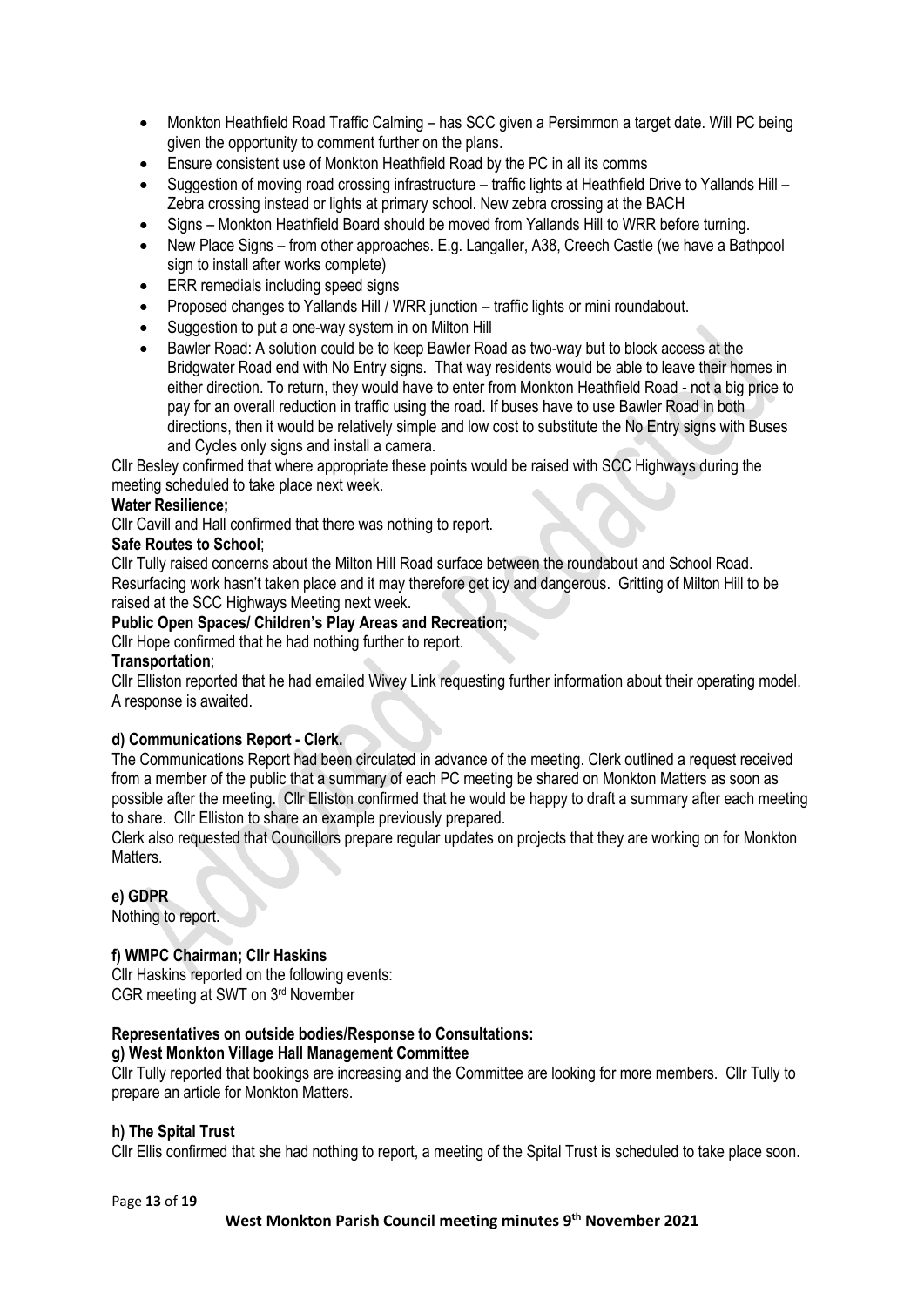- Monkton Heathfield Road Traffic Calming – has SCC given a Persimmon a target date. Will PC being given the opportunity to comment further on the plans.
- Ensure consistent use of Monkton Heathfield Road by the PC in all its comms
- Suggestion of moving road crossing infrastructure – traffic lights at Heathfield Drive to Yallands Hill – Zebra crossing instead or lights at primary school. New zebra crossing at the BACH
- Signs – Monkton Heathfield Board should be moved from Yallands Hill to WRR before turning.
- New Place Signs – from other approaches. E.g. Langaller, A38, Creech Castle (we have a Bathpool sign to install after works complete)
- ERR remedials including speed signs
- Proposed changes to Yallands Hill / WRR junction – traffic lights or mini roundabout.
- Suggestion to put a one-way system in on Milton Hill
- Bawler Road: A solution could be to keep Bawler Road as two-way but to block access at the Bridgwater Road end with No Entry signs. That way residents would be able to leave their homes in either direction. To return, they would have to enter from Monkton Heathfield Road - not a big price to pay for an overall reduction in traffic using the road. If buses have to use Bawler Road in both directions, then it would be relatively simple and low cost to substitute the No Entry signs with Buses and Cycles only signs and install a camera.

Cllr Besley confirmed that where appropriate these points would be raised with SCC Highways during the meeting scheduled to take place next week.

**Water Resilience;**

Cllr Cavill and Hall confirmed that there was nothing to report.

**Safe Routes to School**;

Cllr Tully raised concerns about the Milton Hill Road surface between the roundabout and School Road. Resurfacing work hasn't taken place and it may therefore get icy and dangerous. Gritting of Milton Hill to be raised at the SCC Highways Meeting next week.

**Public Open Spaces/ Children's Play Areas and Recreation;**

Cllr Hope confirmed that he had nothing further to report.

**Transportation**;

Cllr Elliston reported that he had emailed Wivey Link requesting further information about their operating model. A response is awaited.

**d) Communications Report - Clerk.**

The Communications Report had been circulated in advance of the meeting. Clerk outlined a request received from a member of the public that a summary of each PC meeting be shared on Monkton Matters as soon as possible after the meeting. Cllr Elliston confirmed that he would be happy to draft a summary after each meeting to share. Cllr Elliston to share an example previously prepared.

Clerk also requested that Councillors prepare regular updates on projects that they are working on for Monkton Matters.

**e) GDPR**

Nothing to report.

**f) WMPC Chairman; Cllr Haskins**

Cllr Haskins reported on the following events:

CGR meeting at SWT on 3rd November

**Representatives on outside bodies/Response to Consultations:**

**g) West Monkton Village Hall Management Committee**

Cllr Tully reported that bookings are increasing and the Committee are looking for more members. Cllr Tully to prepare an article for Monkton Matters.

**h) The Spital Trust**

Cllr Ellis confirmed that she had nothing to report, a meeting of the Spital Trust is scheduled to take place soon.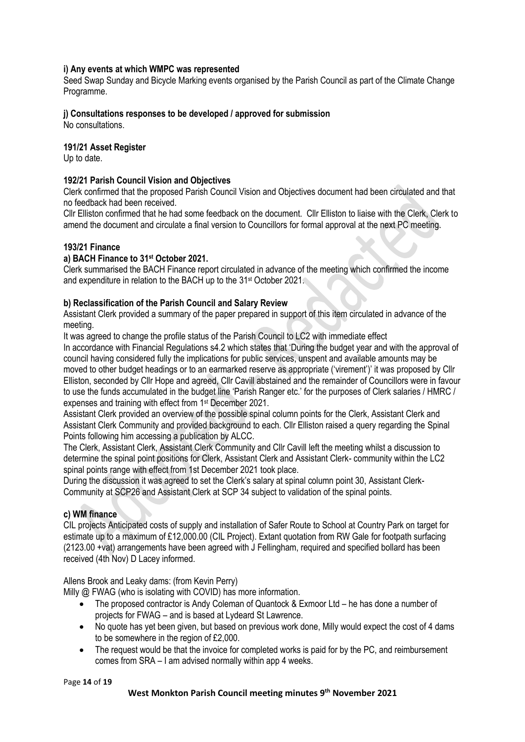**i) Any events at which WMPC was represented**

Seed Swap Sunday and Bicycle Marking events organised by the Parish Council as part of the Climate Change Programme.

**j) Consultations responses to be developed / approved for submission**

No consultations.

**191/21 Asset Register**

Up to date.

**192/21 Parish Council Vision and Objectives**

Clerk confirmed that the proposed Parish Council Vision and Objectives document had been circulated and that no feedback had been received.

Cllr Elliston confirmed that he had some feedback on the document. Cllr Elliston to liaise with the Clerk, Clerk to amend the document and circulate a final version to Councillors for formal approval at the next PC meeting.

**193/21 Finance**

**a) BACH Finance to 31st October 2021.**

Clerk summarised the BACH Finance report circulated in advance of the meeting which confirmed the income and expenditure in relation to the BACH up to the 31st October 2021.

**b) Reclassification of the Parish Council and Salary Review**

Assistant Clerk provided a summary of the paper prepared in support of this item circulated in advance of the meeting.

It was agreed to change the profile status of the Parish Council to LC2 with immediate effect

In accordance with Financial Regulations s4.2 which states that 'During the budget year and with the approval of council having considered fully the implications for public services, unspent and available amounts may be moved to other budget headings or to an earmarked reserve as appropriate ('virement')' it was proposed by Cllr Elliston, seconded by Cllr Hope and agreed, Cllr Cavill abstained and the remainder of Councillors were in favour to use the funds accumulated in the budget line 'Parish Ranger etc.' for the purposes of Clerk salaries / HMRC / expenses and training with effect from 1st December 2021.

Assistant Clerk provided an overview of the possible spinal column points for the Clerk, Assistant Clerk and Assistant Clerk Community and provided background to each. Cllr Elliston raised a query regarding the Spinal Points following him accessing a publication by ALCC.

The Clerk, Assistant Clerk, Assistant Clerk Community and Cllr Cavill left the meeting whilst a discussion to determine the spinal point positions for Clerk, Assistant Clerk and Assistant Clerk- community within the LC2 spinal points range with effect from 1st December 2021 took place.

During the discussion it was agreed to set the Clerk's salary at spinal column point 30, Assistant Clerk-Community at SCP26 and Assistant Clerk at SCP 34 subject to validation of the spinal points.

**c) WM finance**

CIL projects Anticipated costs of supply and installation of Safer Route to School at Country Park on target for estimate up to a maximum of £12,000.00 (CIL Project). Extant quotation from RW Gale for footpath surfacing (2123.00 +vat) arrangements have been agreed with J Fellingham, required and specified bollard has been received (4th Nov) D Lacey informed.

Allens Brook and Leaky dams: (from Kevin Perry)

Milly @ FWAG (who is isolating with COVID) has more information.

- The proposed contractor is Andy Coleman of Quantock & Exmoor Ltd – he has done a number of projects for FWAG – and is based at Lydeard St Lawrence.
- No quote has yet been given, but based on previous work done, Milly would expect the cost of 4 dams to be somewhere in the region of £2,000.
- The request would be that the invoice for completed works is paid for by the PC, and reimbursement comes from SRA – I am advised normally within app 4 weeks.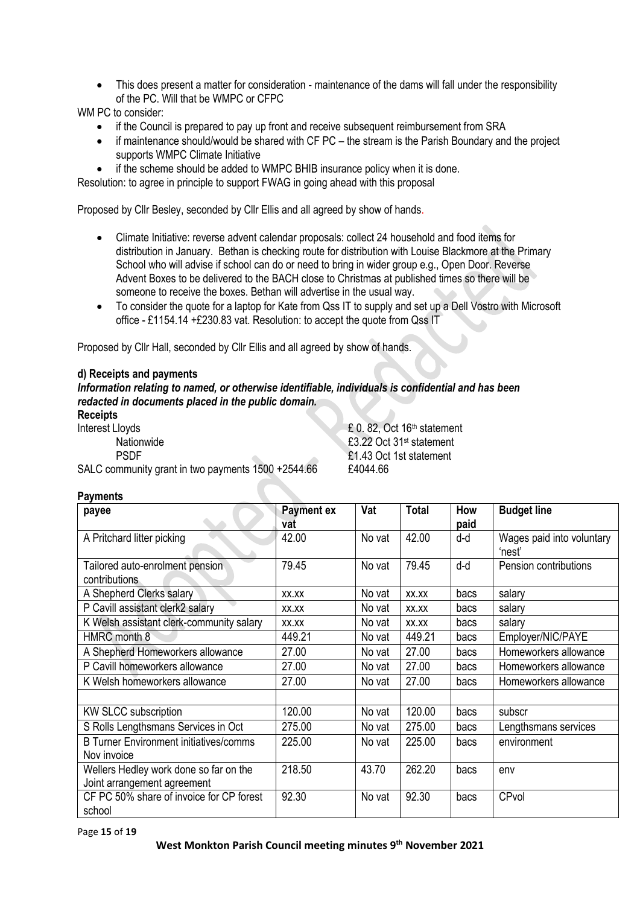- This does present a matter for consideration - maintenance of the dams will fall under the responsibility of the PC. Will that be WMPC or CFPC

WM PC to consider:

- if the Council is prepared to pay up front and receive subsequent reimbursement from SRA
- if maintenance should/would be shared with CF PC – the stream is the Parish Boundary and the project supports WMPC Climate Initiative
- if the scheme should be added to WMPC BHIB insurance policy when it is done.

Resolution: to agree in principle to support FWAG in going ahead with this proposal

Proposed by Cllr Besley, seconded by Cllr Ellis and all agreed by show of hands.

- Climate Initiative: reverse advent calendar proposals: collect 24 household and food items for distribution in January. Bethan is checking route for distribution with Louise Blackmore at the Primary School who will advise if school can do or need to bring in wider group e.g., Open Door. Reverse Advent Boxes to be delivered to the BACH close to Christmas at published times so there will be someone to receive the boxes. Bethan will advertise in the usual way.
- To consider the quote for a laptop for Kate from Qss IT to supply and set up a Dell Vostro with Microsoft office - £1154.14 +£230.83 vat. Resolution: to accept the quote from Qss IT

Proposed by Cllr Hall, seconded by Cllr Ellis and all agreed by show of hands.

**d) Receipts and payments**

***Information relating to named, or otherwise identifiable, individuals is confidential and has been redacted in documents placed in the public domain.***

**Receipts**

| | |
|---|---|
| Interest Lloyds | £ 0. 82, Oct 16th statement |
| Nationwide | £3.22 Oct 31st statement |
| PSDF | £1.43 Oct 1st statement |
| SALC community grant in two payments 1500 +2544.66 | £4044.66 |

**Payments**

| payee | Payment ex vat | Vat | Total | How paid | Budget line |
|---|---|---|---|---|---|
| A Pritchard litter picking | 42.00 | No vat | 42.00 | d-d | Wages paid into voluntary 'nest' |
| Tailored auto-enrolment pension contributions | 79.45 | No vat | 79.45 | d-d | Pension contributions |
| A Shepherd Clerks salary | xx.xx | No vat | xx.xx | bacs | salary |
| P Cavill assistant clerk2 salary | xx.xx | No vat | xx.xx | bacs | salary |
| K Welsh assistant clerk-community salary | xx.xx | No vat | xx.xx | bacs | salary |
| HMRC month 8 | 449.21 | No vat | 449.21 | bacs | Employer/NIC/PAYE |
| A Shepherd Homeworkers allowance | 27.00 | No vat | 27.00 | bacs | Homeworkers allowance |
| P Cavill homeworkers allowance | 27.00 | No vat | 27.00 | bacs | Homeworkers allowance |
| K Welsh homeworkers allowance | 27.00 | No vat | 27.00 | bacs | Homeworkers allowance |
| | | | | | |
| KW SLCC subscription | 120.00 | No vat | 120.00 | bacs | subscr |
| S Rolls Lengthsmans Services in Oct | 275.00 | No vat | 275.00 | bacs | Lengthsmans services |
| B Turner Environment initiatives/comms Nov invoice | 225.00 | No vat | 225.00 | bacs | environment |
| Wellers Hedley work done so far on the Joint arrangement agreement | 218.50 | 43.70 | 262.20 | bacs | env |
| CF PC 50% share of invoice for CP forest school | 92.30 | No vat | 92.30 | bacs | CPvol |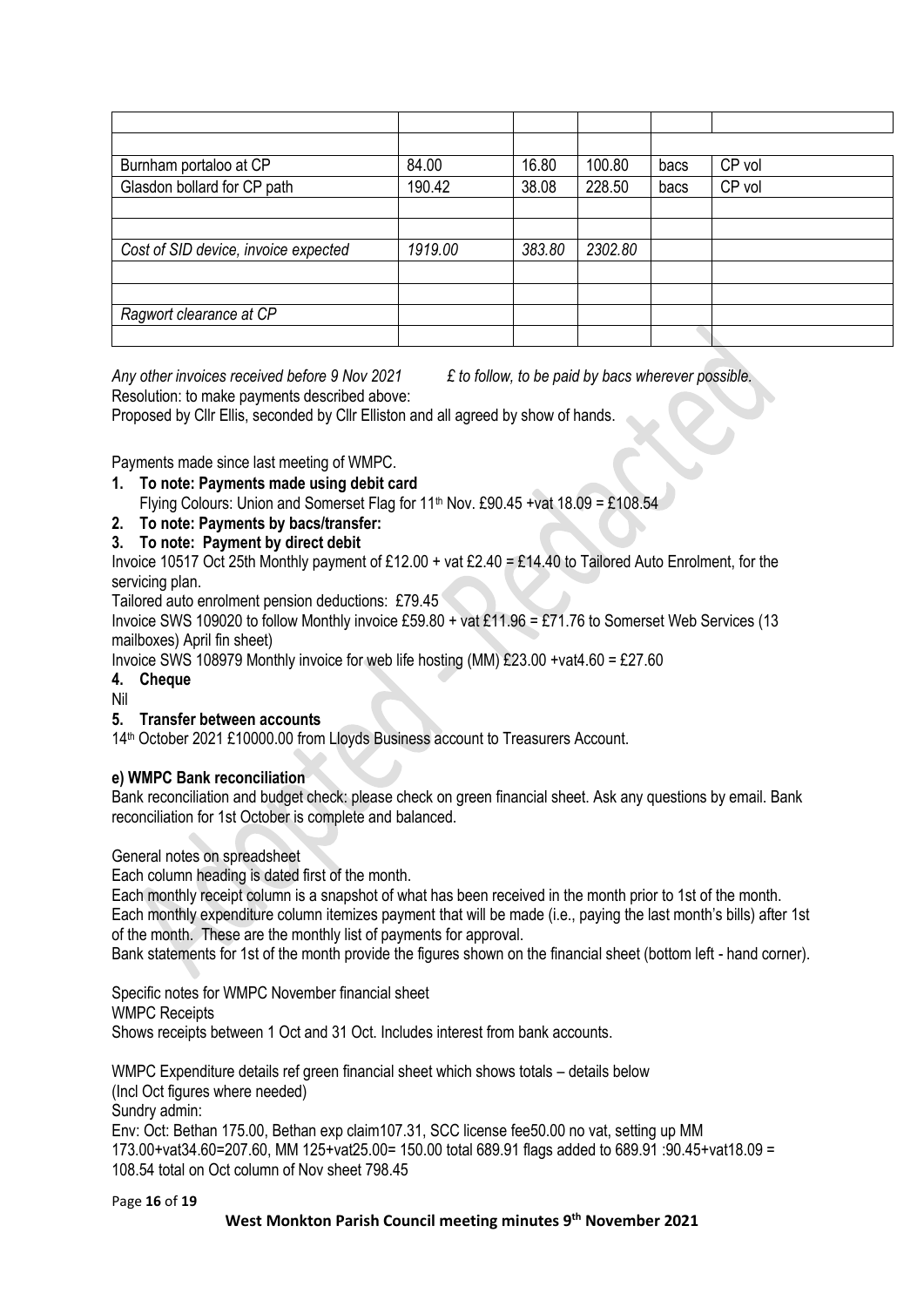| | | | | | |
|---|---|---|---|---|---|
| | | | | | |
| Burnham portaloo at CP | 84.00 | 16.80 | 100.80 | bacs | CP vol |
| Glasdon bollard for CP path | 190.42 | 38.08 | 228.50 | bacs | CP vol |
| | | | | | |
| | | | | | |
| *Cost of SID device, invoice expected* | *1919.00* | *383.80* | *2302.80* | | |
| | | | | | |
| | | | | | |
| *Ragwort clearance at CP* | | | | | |
| | | | | | |

*Any other invoices received before 9 Nov 2021 £ to follow, to be paid by bacs wherever possible.*

Resolution: to make payments described above:

Proposed by Cllr Ellis, seconded by Cllr Elliston and all agreed by show of hands.

Payments made since last meeting of WMPC.

1. **To note: Payments made using debit card**
   Flying Colours: Union and Somerset Flag for 11th Nov. £90.45 +vat 18.09 = £108.54
2. **To note: Payments by bacs/transfer:**
3. **To note: Payment by direct debit**

Invoice 10517 Oct 25th Monthly payment of £12.00 + vat £2.40 = £14.40 to Tailored Auto Enrolment, for the servicing plan.

Tailored auto enrolment pension deductions: £79.45

Invoice SWS 109020 to follow Monthly invoice £59.80 + vat £11.96 = £71.76 to Somerset Web Services (13 mailboxes) April fin sheet)

Invoice SWS 108979 Monthly invoice for web life hosting (MM) £23.00 +vat4.60 = £27.60

4. **Cheque**

Nil

5. **Transfer between accounts**

14th October 2021 £10000.00 from Lloyds Business account to Treasurers Account.

**e) WMPC Bank reconciliation**

Bank reconciliation and budget check: please check on green financial sheet. Ask any questions by email. Bank reconciliation for 1st October is complete and balanced.

General notes on spreadsheet

Each column heading is dated first of the month.

Each monthly receipt column is a snapshot of what has been received in the month prior to 1st of the month.

Each monthly expenditure column itemizes payment that will be made (i.e., paying the last month's bills) after 1st of the month. These are the monthly list of payments for approval.

Bank statements for 1st of the month provide the figures shown on the financial sheet (bottom left - hand corner).

Specific notes for WMPC November financial sheet

WMPC Receipts

Shows receipts between 1 Oct and 31 Oct. Includes interest from bank accounts.

WMPC Expenditure details ref green financial sheet which shows totals – details below

(Incl Oct figures where needed)

Sundry admin:

Env: Oct: Bethan 175.00, Bethan exp claim107.31, SCC license fee50.00 no vat, setting up MM 173.00+vat34.60=207.60, MM 125+vat25.00= 150.00 total 689.91 flags added to 689.91 :90.45+vat18.09 = 108.54 total on Oct column of Nov sheet 798.45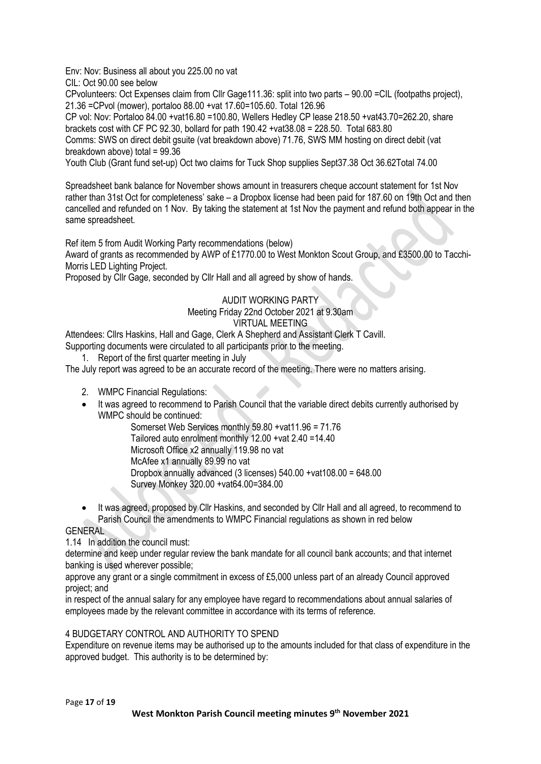Env: Nov: Business all about you 225.00 no vat
CIL: Oct 90.00 see below
CPvolunteers: Oct Expenses claim from Cllr Gage111.36: split into two parts – 90.00 =CIL (footpaths project), 21.36 =CPvol (mower), portaloo 88.00 +vat 17.60=105.60. Total 126.96
CP vol: Nov: Portaloo 84.00 +vat16.80 =100.80, Wellers Hedley CP lease 218.50 +vat43.70=262.20, share brackets cost with CF PC 92.30, bollard for path 190.42 +vat38.08 = 228.50. Total 683.80
Comms: SWS on direct debit gsuite (vat breakdown above) 71.76, SWS MM hosting on direct debit (vat breakdown above) total = 99.36
Youth Club (Grant fund set-up) Oct two claims for Tuck Shop supplies Sept37.38 Oct 36.62Total 74.00

Spreadsheet bank balance for November shows amount in treasurers cheque account statement for 1st Nov rather than 31st Oct for completeness' sake – a Dropbox license had been paid for 187.60 on 19th Oct and then cancelled and refunded on 1 Nov. By taking the statement at 1st Nov the payment and refund both appear in the same spreadsheet.

Ref item 5 from Audit Working Party recommendations (below)
Award of grants as recommended by AWP of £1770.00 to West Monkton Scout Group, and £3500.00 to Tacchi-Morris LED Lighting Project.
Proposed by Cllr Gage, seconded by Cllr Hall and all agreed by show of hands.

AUDIT WORKING PARTY
Meeting Friday 22nd October 2021 at 9.30am
VIRTUAL MEETING

Attendees: Cllrs Haskins, Hall and Gage, Clerk A Shepherd and Assistant Clerk T Cavill.
Supporting documents were circulated to all participants prior to the meeting.

1. Report of the first quarter meeting in July

The July report was agreed to be an accurate record of the meeting. There were no matters arising.

2. WMPC Financial Regulations:

- It was agreed to recommend to Parish Council that the variable direct debits currently authorised by WMPC should be continued:
  - Somerset Web Services monthly 59.80 +vat11.96 = 71.76
  - Tailored auto enrolment monthly 12.00 +vat 2.40 =14.40
  - Microsoft Office x2 annually 119.98 no vat
  - McAfee x1 annually 89.99 no vat
  - Dropbox annually advanced (3 licenses) 540.00 +vat108.00 = 648.00
  - Survey Monkey 320.00 +vat64.00=384.00

- It was agreed, proposed by Cllr Haskins, and seconded by Cllr Hall and all agreed, to recommend to Parish Council the amendments to WMPC Financial regulations as shown in red below

GENERAL

1.14 In addition the council must:

determine and keep under regular review the bank mandate for all council bank accounts; and that internet banking is used wherever possible;

approve any grant or a single commitment in excess of £5,000 unless part of an already Council approved project; and

in respect of the annual salary for any employee have regard to recommendations about annual salaries of employees made by the relevant committee in accordance with its terms of reference.

4 BUDGETARY CONTROL AND AUTHORITY TO SPEND

Expenditure on revenue items may be authorised up to the amounts included for that class of expenditure in the approved budget. This authority is to be determined by: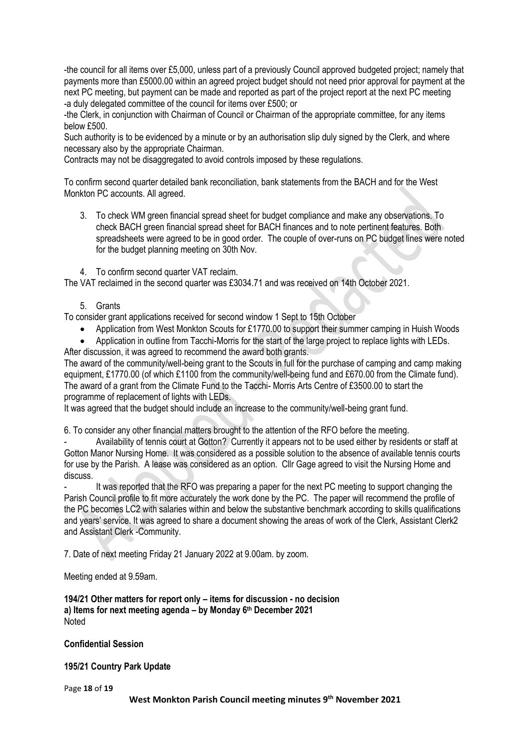-the council for all items over £5,000, unless part of a previously Council approved budgeted project; namely that payments more than £5000.00 within an agreed project budget should not need prior approval for payment at the next PC meeting, but payment can be made and reported as part of the project report at the next PC meeting
-a duly delegated committee of the council for items over £500; or
-the Clerk, in conjunction with Chairman of Council or Chairman of the appropriate committee, for any items below £500.
Such authority is to be evidenced by a minute or by an authorisation slip duly signed by the Clerk, and where necessary also by the appropriate Chairman.
Contracts may not be disaggregated to avoid controls imposed by these regulations.

To confirm second quarter detailed bank reconciliation, bank statements from the BACH and for the West Monkton PC accounts. All agreed.

3. To check WM green financial spread sheet for budget compliance and make any observations. To check BACH green financial spread sheet for BACH finances and to note pertinent features. Both spreadsheets were agreed to be in good order. The couple of over-runs on PC budget lines were noted for the budget planning meeting on 30th Nov.

4. To confirm second quarter VAT reclaim.

The VAT reclaimed in the second quarter was £3034.71 and was received on 14th October 2021.

5. Grants

To consider grant applications received for second window 1 Sept to 15th October

- Application from West Monkton Scouts for £1770.00 to support their summer camping in Huish Woods
- Application in outline from Tacchi-Morris for the start of the large project to replace lights with LEDs.

After discussion, it was agreed to recommend the award both grants.
The award of the community/well-being grant to the Scouts in full for the purchase of camping and camp making equipment, £1770.00 (of which £1100 from the community/well-being fund and £670.00 from the Climate fund).
The award of a grant from the Climate Fund to the Tacchi- Morris Arts Centre of £3500.00 to start the programme of replacement of lights with LEDs.
It was agreed that the budget should include an increase to the community/well-being grant fund.

6. To consider any other financial matters brought to the attention of the RFO before the meeting.

- Availability of tennis court at Gotton? Currently it appears not to be used either by residents or staff at Gotton Manor Nursing Home. It was considered as a possible solution to the absence of available tennis courts for use by the Parish. A lease was considered as an option. Cllr Gage agreed to visit the Nursing Home and discuss.
- It was reported that the RFO was preparing a paper for the next PC meeting to support changing the Parish Council profile to fit more accurately the work done by the PC. The paper will recommend the profile of the PC becomes LC2 with salaries within and below the substantive benchmark according to skills qualifications and years' service. It was agreed to share a document showing the areas of work of the Clerk, Assistant Clerk2 and Assistant Clerk -Community.

7. Date of next meeting Friday 21 January 2022 at 9.00am. by zoom.

Meeting ended at 9.59am.

**194/21 Other matters for report only – items for discussion - no decision**
**a) Items for next meeting agenda – by Monday 6th December 2021**
Noted

**Confidential Session**

**195/21 Country Park Update**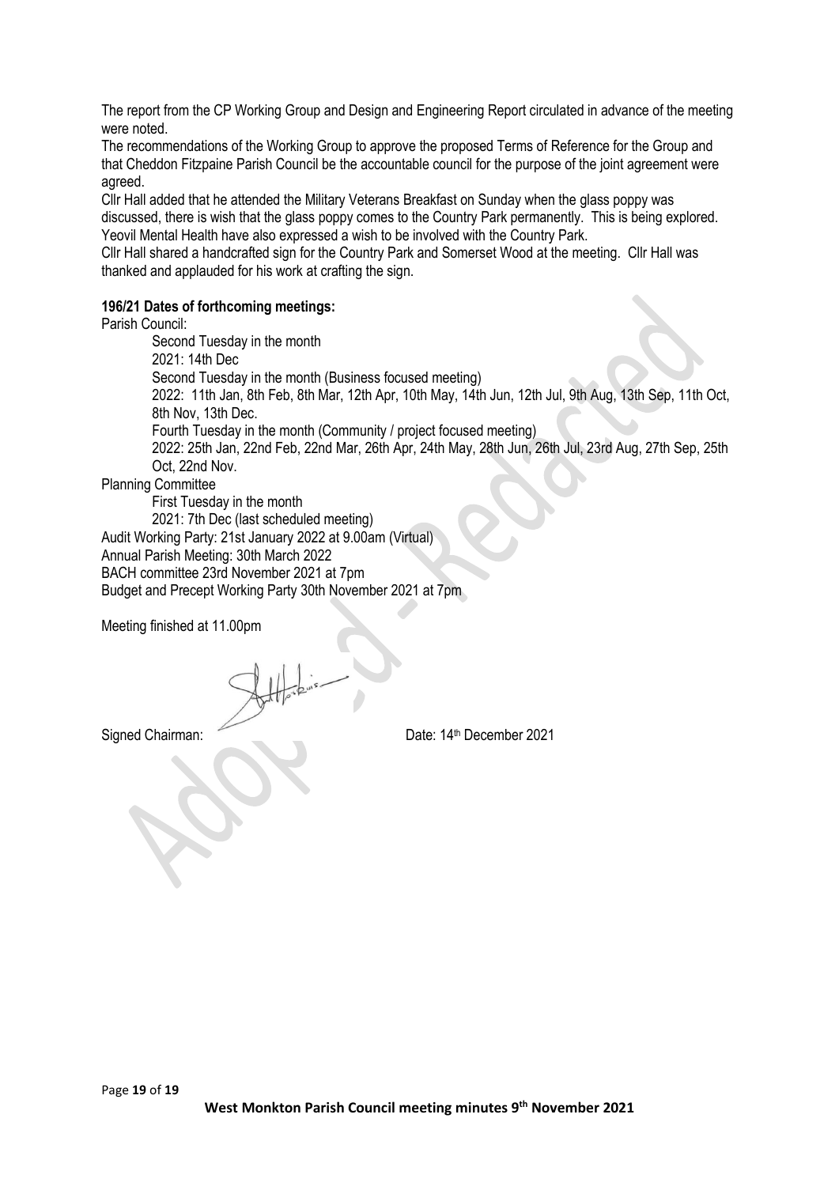The report from the CP Working Group and Design and Engineering Report circulated in advance of the meeting were noted.

The recommendations of the Working Group to approve the proposed Terms of Reference for the Group and that Cheddon Fitzpaine Parish Council be the accountable council for the purpose of the joint agreement were agreed.

Cllr Hall added that he attended the Military Veterans Breakfast on Sunday when the glass poppy was discussed, there is wish that the glass poppy comes to the Country Park permanently. This is being explored. Yeovil Mental Health have also expressed a wish to be involved with the Country Park.

Cllr Hall shared a handcrafted sign for the Country Park and Somerset Wood at the meeting. Cllr Hall was thanked and applauded for his work at crafting the sign.

**196/21 Dates of forthcoming meetings:**

Parish Council:

Second Tuesday in the month
2021: 14th Dec
Second Tuesday in the month (Business focused meeting)
2022: 11th Jan, 8th Feb, 8th Mar, 12th Apr, 10th May, 14th Jun, 12th Jul, 9th Aug, 13th Sep, 11th Oct, 8th Nov, 13th Dec.
Fourth Tuesday in the month (Community / project focused meeting)
2022: 25th Jan, 22nd Feb, 22nd Mar, 26th Apr, 24th May, 28th Jun, 26th Jul, 23rd Aug, 27th Sep, 25th Oct, 22nd Nov.

Planning Committee

First Tuesday in the month
2021: 7th Dec (last scheduled meeting)

Audit Working Party: 21st January 2022 at 9.00am (Virtual)
Annual Parish Meeting: 30th March 2022
BACH committee 23rd November 2021 at 7pm
Budget and Precept Working Party 30th November 2021 at 7pm

Meeting finished at 11.00pm

Signed Chairman: Date: 14th December 2021